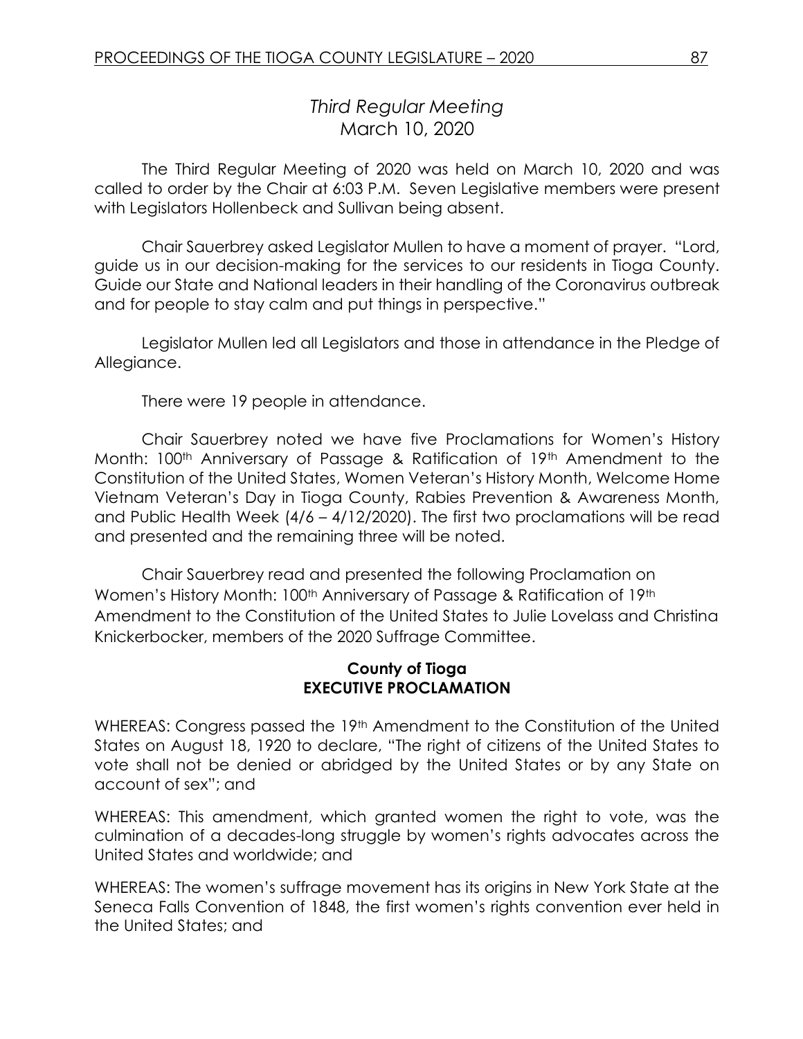# *Third Regular Meeting*
## March 10, 2020

The Third Regular Meeting of 2020 was held on March 10, 2020 and was called to order by the Chair at 6:03 P.M. Seven Legislative members were present with Legislators Hollenbeck and Sullivan being absent.

Chair Sauerbrey asked Legislator Mullen to have a moment of prayer. "Lord, guide us in our decision-making for the services to our residents in Tioga County. Guide our State and National leaders in their handling of the Coronavirus outbreak and for people to stay calm and put things in perspective."

Legislator Mullen led all Legislators and those in attendance in the Pledge of Allegiance.

There were 19 people in attendance.

Chair Sauerbrey noted we have five Proclamations for Women's History Month: 100th Anniversary of Passage & Ratification of 19th Amendment to the Constitution of the United States, Women Veteran's History Month, Welcome Home Vietnam Veteran's Day in Tioga County, Rabies Prevention & Awareness Month, and Public Health Week (4/6 – 4/12/2020). The first two proclamations will be read and presented and the remaining three will be noted.

Chair Sauerbrey read and presented the following Proclamation on Women's History Month: 100th Anniversary of Passage & Ratification of 19th Amendment to the Constitution of the United States to Julie Lovelass and Christina Knickerbocker, members of the 2020 Suffrage Committee.

**County of Tioga**
**EXECUTIVE PROCLAMATION**

WHEREAS: Congress passed the 19th Amendment to the Constitution of the United States on August 18, 1920 to declare, "The right of citizens of the United States to vote shall not be denied or abridged by the United States or by any State on account of sex"; and

WHEREAS: This amendment, which granted women the right to vote, was the culmination of a decades-long struggle by women's rights advocates across the United States and worldwide; and

WHEREAS: The women's suffrage movement has its origins in New York State at the Seneca Falls Convention of 1848, the first women's rights convention ever held in the United States; and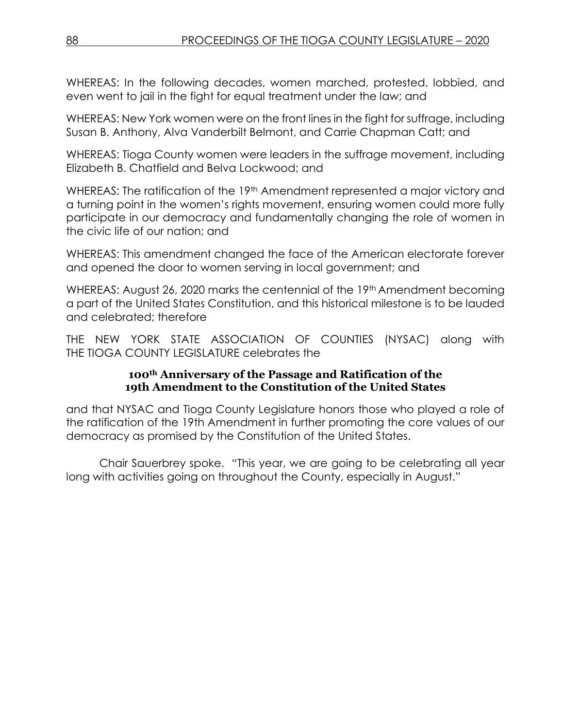WHEREAS: In the following decades, women marched, protested, lobbied, and even went to jail in the fight for equal treatment under the law; and

WHEREAS: New York women were on the front lines in the fight for suffrage, including Susan B. Anthony, Alva Vanderbilt Belmont, and Carrie Chapman Catt; and

WHEREAS: Tioga County women were leaders in the suffrage movement, including Elizabeth B. Chatfield and Belva Lockwood; and

WHEREAS: The ratification of the 19th Amendment represented a major victory and a turning point in the women's rights movement, ensuring women could more fully participate in our democracy and fundamentally changing the role of women in the civic life of our nation; and

WHEREAS: This amendment changed the face of the American electorate forever and opened the door to women serving in local government; and

WHEREAS: August 26, 2020 marks the centennial of the 19th Amendment becoming a part of the United States Constitution, and this historical milestone is to be lauded and celebrated; therefore

THE NEW YORK STATE ASSOCIATION OF COUNTIES (NYSAC) along with THE TIOGA COUNTY LEGISLATURE celebrates the

**100th Anniversary of the Passage and Ratification of the 19th Amendment to the Constitution of the United States**

and that NYSAC and Tioga County Legislature honors those who played a role of the ratification of the 19th Amendment in further promoting the core values of our democracy as promised by the Constitution of the United States.

Chair Sauerbrey spoke. "This year, we are going to be celebrating all year long with activities going on throughout the County, especially in August."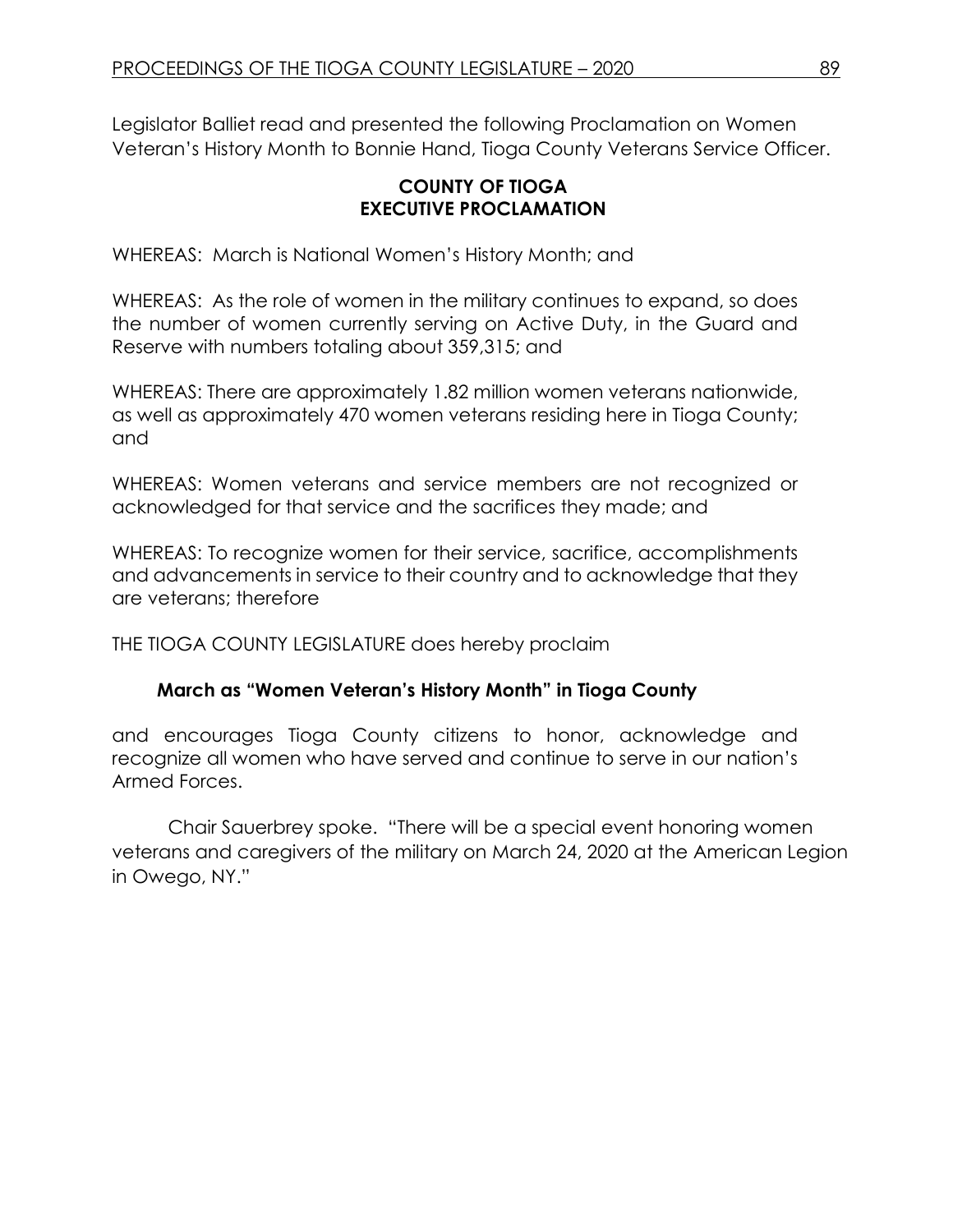Legislator Balliet read and presented the following Proclamation on Women Veteran's History Month to Bonnie Hand, Tioga County Veterans Service Officer.

**COUNTY OF TIOGA**
**EXECUTIVE PROCLAMATION**

WHEREAS: March is National Women's History Month; and

WHEREAS: As the role of women in the military continues to expand, so does the number of women currently serving on Active Duty, in the Guard and Reserve with numbers totaling about 359,315; and

WHEREAS: There are approximately 1.82 million women veterans nationwide, as well as approximately 470 women veterans residing here in Tioga County; and

WHEREAS: Women veterans and service members are not recognized or acknowledged for that service and the sacrifices they made; and

WHEREAS: To recognize women for their service, sacrifice, accomplishments and advancements in service to their country and to acknowledge that they are veterans; therefore

THE TIOGA COUNTY LEGISLATURE does hereby proclaim

**March as "Women Veteran's History Month" in Tioga County**

and encourages Tioga County citizens to honor, acknowledge and recognize all women who have served and continue to serve in our nation's Armed Forces.

Chair Sauerbrey spoke. "There will be a special event honoring women veterans and caregivers of the military on March 24, 2020 at the American Legion in Owego, NY."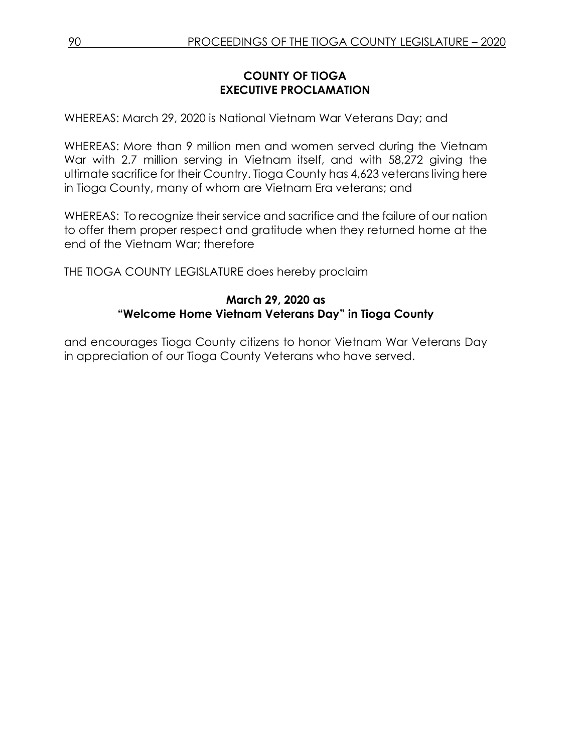**COUNTY OF TIOGA**
**EXECUTIVE PROCLAMATION**

WHEREAS: March 29, 2020 is National Vietnam War Veterans Day; and

WHEREAS: More than 9 million men and women served during the Vietnam War with 2.7 million serving in Vietnam itself, and with 58,272 giving the ultimate sacrifice for their Country. Tioga County has 4,623 veterans living here in Tioga County, many of whom are Vietnam Era veterans; and

WHEREAS: To recognize their service and sacrifice and the failure of our nation to offer them proper respect and gratitude when they returned home at the end of the Vietnam War; therefore

THE TIOGA COUNTY LEGISLATURE does hereby proclaim

**March 29, 2020 as**
**"Welcome Home Vietnam Veterans Day" in Tioga County**

and encourages Tioga County citizens to honor Vietnam War Veterans Day in appreciation of our Tioga County Veterans who have served.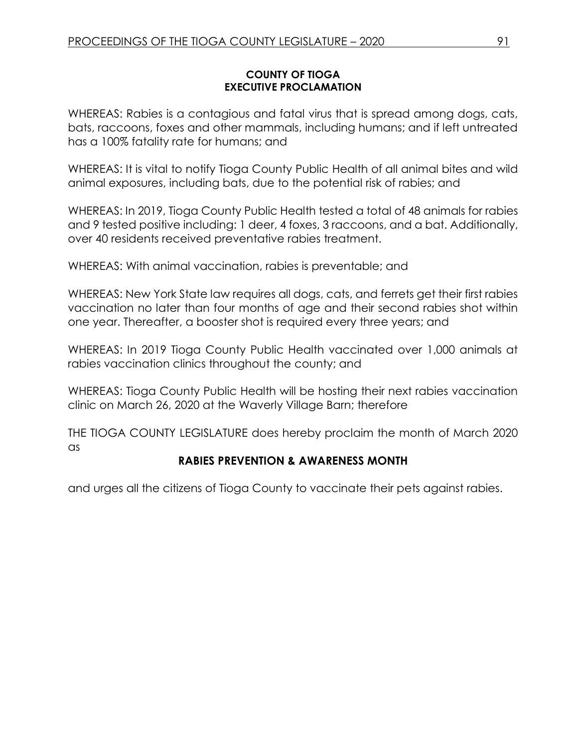**COUNTY OF TIOGA**
**EXECUTIVE PROCLAMATION**

WHEREAS: Rabies is a contagious and fatal virus that is spread among dogs, cats, bats, raccoons, foxes and other mammals, including humans; and if left untreated has a 100% fatality rate for humans; and

WHEREAS: It is vital to notify Tioga County Public Health of all animal bites and wild animal exposures, including bats, due to the potential risk of rabies; and

WHEREAS: In 2019, Tioga County Public Health tested a total of 48 animals for rabies and 9 tested positive including: 1 deer, 4 foxes, 3 raccoons, and a bat. Additionally, over 40 residents received preventative rabies treatment.

WHEREAS: With animal vaccination, rabies is preventable; and

WHEREAS: New York State law requires all dogs, cats, and ferrets get their first rabies vaccination no later than four months of age and their second rabies shot within one year. Thereafter, a booster shot is required every three years; and

WHEREAS: In 2019 Tioga County Public Health vaccinated over 1,000 animals at rabies vaccination clinics throughout the county; and

WHEREAS: Tioga County Public Health will be hosting their next rabies vaccination clinic on March 26, 2020 at the Waverly Village Barn; therefore

THE TIOGA COUNTY LEGISLATURE does hereby proclaim the month of March 2020 as

**RABIES PREVENTION & AWARENESS MONTH**

and urges all the citizens of Tioga County to vaccinate their pets against rabies.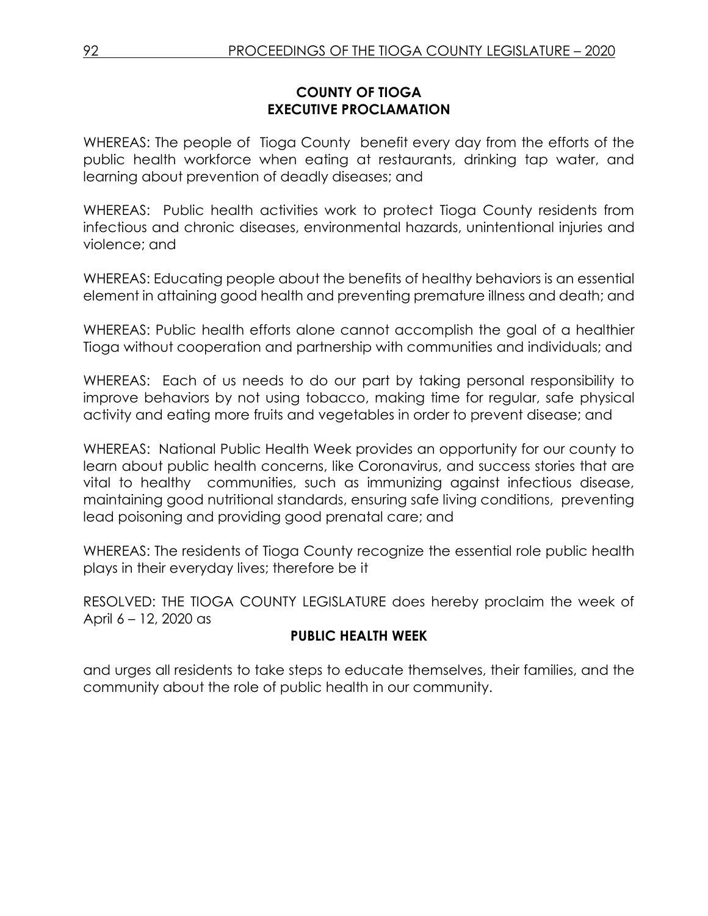## COUNTY OF TIOGA
## EXECUTIVE PROCLAMATION

WHEREAS: The people of Tioga County benefit every day from the efforts of the public health workforce when eating at restaurants, drinking tap water, and learning about prevention of deadly diseases; and

WHEREAS: Public health activities work to protect Tioga County residents from infectious and chronic diseases, environmental hazards, unintentional injuries and violence; and

WHEREAS: Educating people about the benefits of healthy behaviors is an essential element in attaining good health and preventing premature illness and death; and

WHEREAS: Public health efforts alone cannot accomplish the goal of a healthier Tioga without cooperation and partnership with communities and individuals; and

WHEREAS: Each of us needs to do our part by taking personal responsibility to improve behaviors by not using tobacco, making time for regular, safe physical activity and eating more fruits and vegetables in order to prevent disease; and

WHEREAS: National Public Health Week provides an opportunity for our county to learn about public health concerns, like Coronavirus, and success stories that are vital to healthy communities, such as immunizing against infectious disease, maintaining good nutritional standards, ensuring safe living conditions, preventing lead poisoning and providing good prenatal care; and

WHEREAS: The residents of Tioga County recognize the essential role public health plays in their everyday lives; therefore be it

RESOLVED: THE TIOGA COUNTY LEGISLATURE does hereby proclaim the week of April 6 – 12, 2020 as

**PUBLIC HEALTH WEEK**

and urges all residents to take steps to educate themselves, their families, and the community about the role of public health in our community.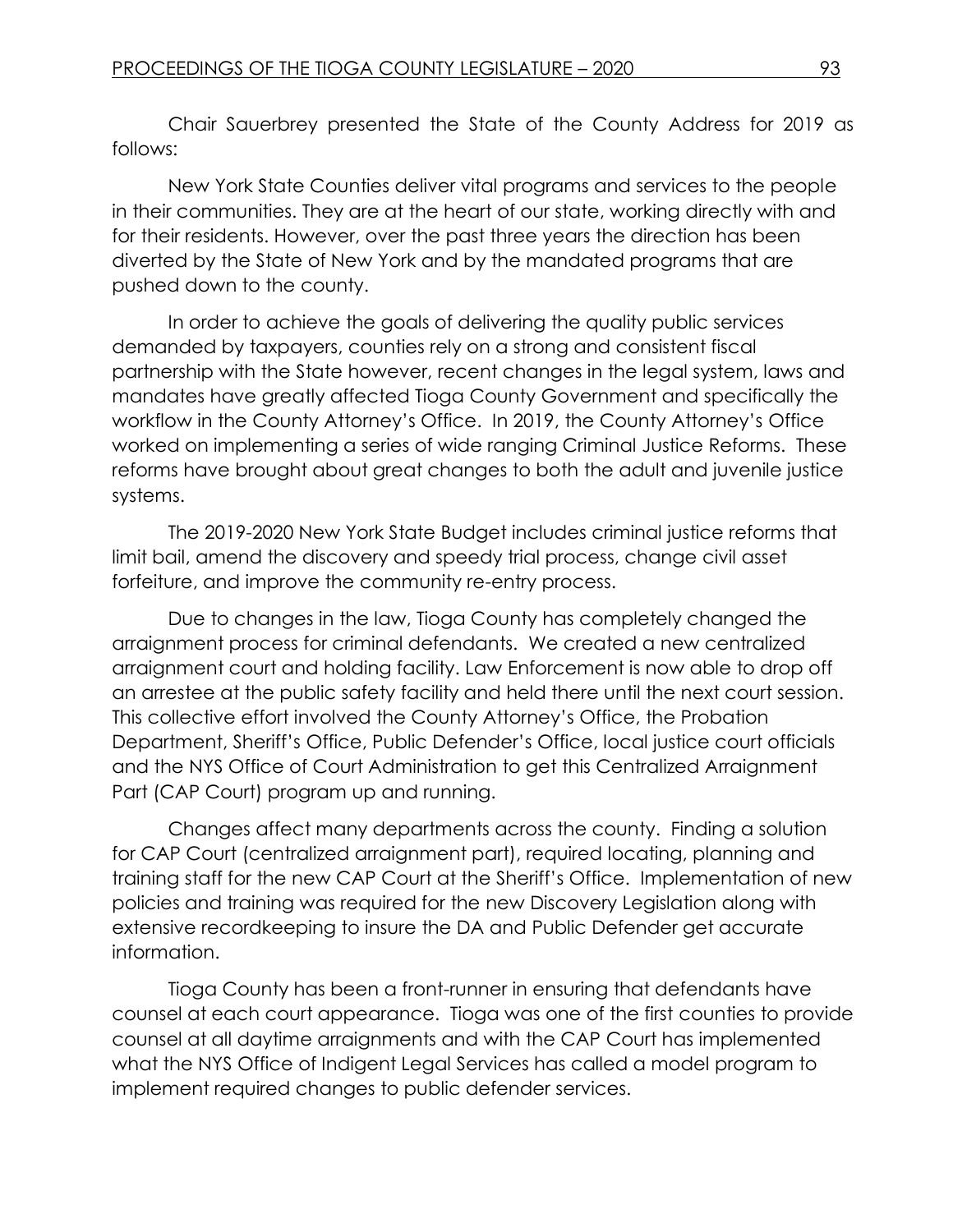Chair Sauerbrey presented the State of the County Address for 2019 as follows:

New York State Counties deliver vital programs and services to the people in their communities. They are at the heart of our state, working directly with and for their residents. However, over the past three years the direction has been diverted by the State of New York and by the mandated programs that are pushed down to the county.

In order to achieve the goals of delivering the quality public services demanded by taxpayers, counties rely on a strong and consistent fiscal partnership with the State however, recent changes in the legal system, laws and mandates have greatly affected Tioga County Government and specifically the workflow in the County Attorney's Office. In 2019, the County Attorney's Office worked on implementing a series of wide ranging Criminal Justice Reforms. These reforms have brought about great changes to both the adult and juvenile justice systems.

The 2019-2020 New York State Budget includes criminal justice reforms that limit bail, amend the discovery and speedy trial process, change civil asset forfeiture, and improve the community re-entry process.

Due to changes in the law, Tioga County has completely changed the arraignment process for criminal defendants. We created a new centralized arraignment court and holding facility. Law Enforcement is now able to drop off an arrestee at the public safety facility and held there until the next court session. This collective effort involved the County Attorney's Office, the Probation Department, Sheriff's Office, Public Defender's Office, local justice court officials and the NYS Office of Court Administration to get this Centralized Arraignment Part (CAP Court) program up and running.

Changes affect many departments across the county. Finding a solution for CAP Court (centralized arraignment part), required locating, planning and training staff for the new CAP Court at the Sheriff's Office. Implementation of new policies and training was required for the new Discovery Legislation along with extensive recordkeeping to insure the DA and Public Defender get accurate information.

Tioga County has been a front-runner in ensuring that defendants have counsel at each court appearance. Tioga was one of the first counties to provide counsel at all daytime arraignments and with the CAP Court has implemented what the NYS Office of Indigent Legal Services has called a model program to implement required changes to public defender services.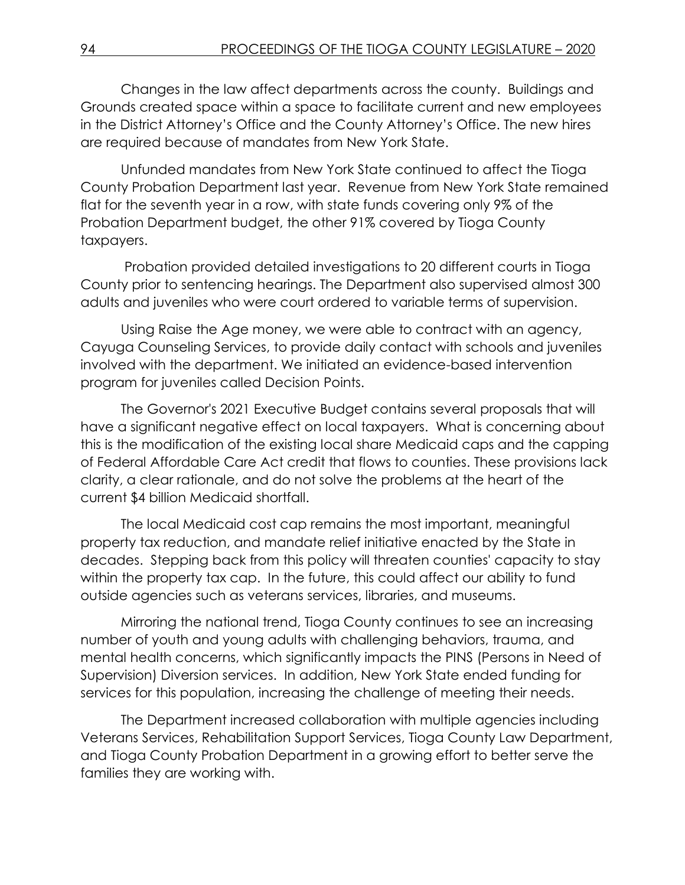Changes in the law affect departments across the county. Buildings and Grounds created space within a space to facilitate current and new employees in the District Attorney's Office and the County Attorney's Office. The new hires are required because of mandates from New York State.

Unfunded mandates from New York State continued to affect the Tioga County Probation Department last year. Revenue from New York State remained flat for the seventh year in a row, with state funds covering only 9% of the Probation Department budget, the other 91% covered by Tioga County taxpayers.

Probation provided detailed investigations to 20 different courts in Tioga County prior to sentencing hearings. The Department also supervised almost 300 adults and juveniles who were court ordered to variable terms of supervision.

Using Raise the Age money, we were able to contract with an agency, Cayuga Counseling Services, to provide daily contact with schools and juveniles involved with the department. We initiated an evidence-based intervention program for juveniles called Decision Points.

The Governor's 2021 Executive Budget contains several proposals that will have a significant negative effect on local taxpayers. What is concerning about this is the modification of the existing local share Medicaid caps and the capping of Federal Affordable Care Act credit that flows to counties. These provisions lack clarity, a clear rationale, and do not solve the problems at the heart of the current $4 billion Medicaid shortfall.

The local Medicaid cost cap remains the most important, meaningful property tax reduction, and mandate relief initiative enacted by the State in decades. Stepping back from this policy will threaten counties' capacity to stay within the property tax cap. In the future, this could affect our ability to fund outside agencies such as veterans services, libraries, and museums.

Mirroring the national trend, Tioga County continues to see an increasing number of youth and young adults with challenging behaviors, trauma, and mental health concerns, which significantly impacts the PINS (Persons in Need of Supervision) Diversion services. In addition, New York State ended funding for services for this population, increasing the challenge of meeting their needs.

The Department increased collaboration with multiple agencies including Veterans Services, Rehabilitation Support Services, Tioga County Law Department, and Tioga County Probation Department in a growing effort to better serve the families they are working with.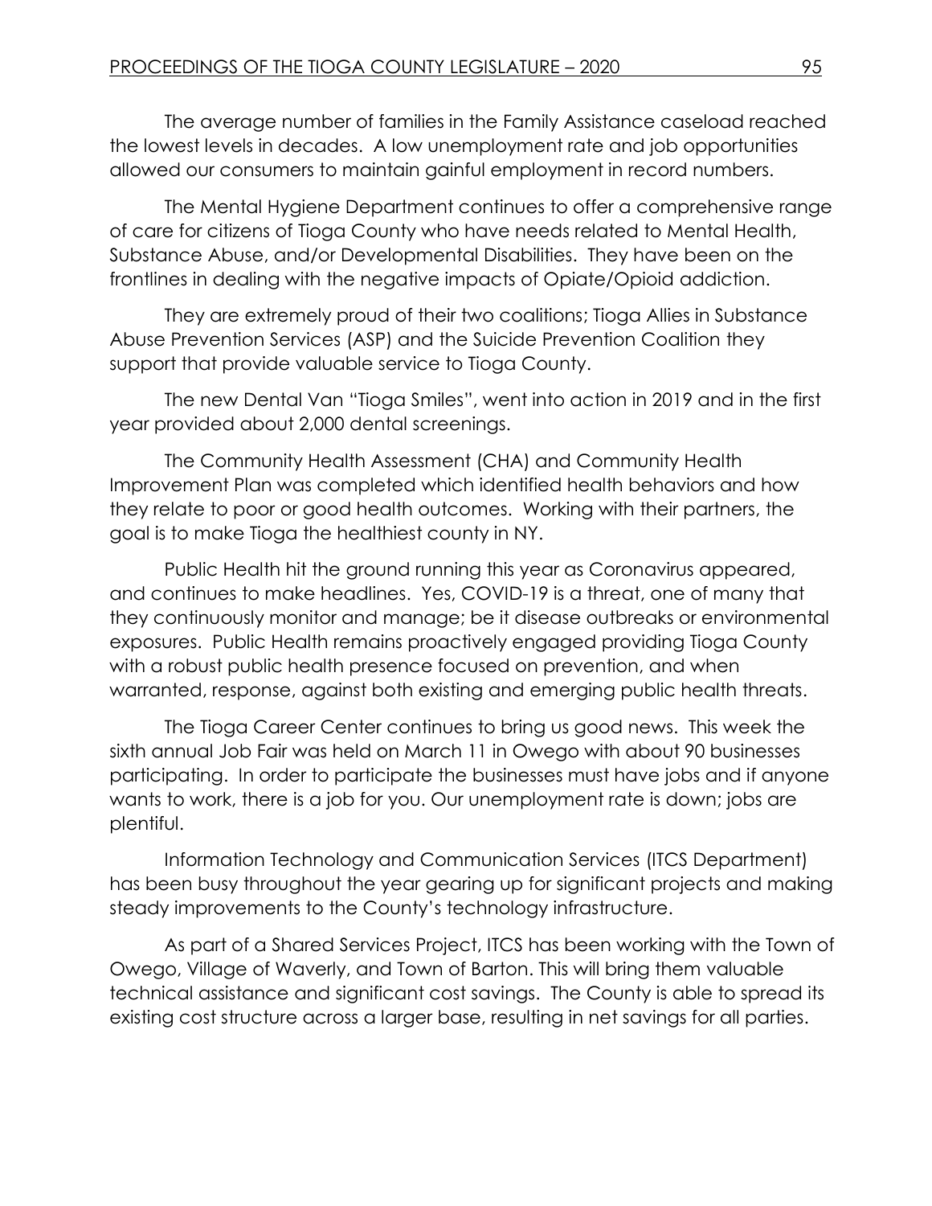The average number of families in the Family Assistance caseload reached the lowest levels in decades. A low unemployment rate and job opportunities allowed our consumers to maintain gainful employment in record numbers.

The Mental Hygiene Department continues to offer a comprehensive range of care for citizens of Tioga County who have needs related to Mental Health, Substance Abuse, and/or Developmental Disabilities. They have been on the frontlines in dealing with the negative impacts of Opiate/Opioid addiction.

They are extremely proud of their two coalitions; Tioga Allies in Substance Abuse Prevention Services (ASP) and the Suicide Prevention Coalition they support that provide valuable service to Tioga County.

The new Dental Van "Tioga Smiles", went into action in 2019 and in the first year provided about 2,000 dental screenings.

The Community Health Assessment (CHA) and Community Health Improvement Plan was completed which identified health behaviors and how they relate to poor or good health outcomes. Working with their partners, the goal is to make Tioga the healthiest county in NY.

Public Health hit the ground running this year as Coronavirus appeared, and continues to make headlines. Yes, COVID-19 is a threat, one of many that they continuously monitor and manage; be it disease outbreaks or environmental exposures. Public Health remains proactively engaged providing Tioga County with a robust public health presence focused on prevention, and when warranted, response, against both existing and emerging public health threats.

The Tioga Career Center continues to bring us good news. This week the sixth annual Job Fair was held on March 11 in Owego with about 90 businesses participating. In order to participate the businesses must have jobs and if anyone wants to work, there is a job for you. Our unemployment rate is down; jobs are plentiful.

Information Technology and Communication Services (ITCS Department) has been busy throughout the year gearing up for significant projects and making steady improvements to the County's technology infrastructure.

As part of a Shared Services Project, ITCS has been working with the Town of Owego, Village of Waverly, and Town of Barton. This will bring them valuable technical assistance and significant cost savings. The County is able to spread its existing cost structure across a larger base, resulting in net savings for all parties.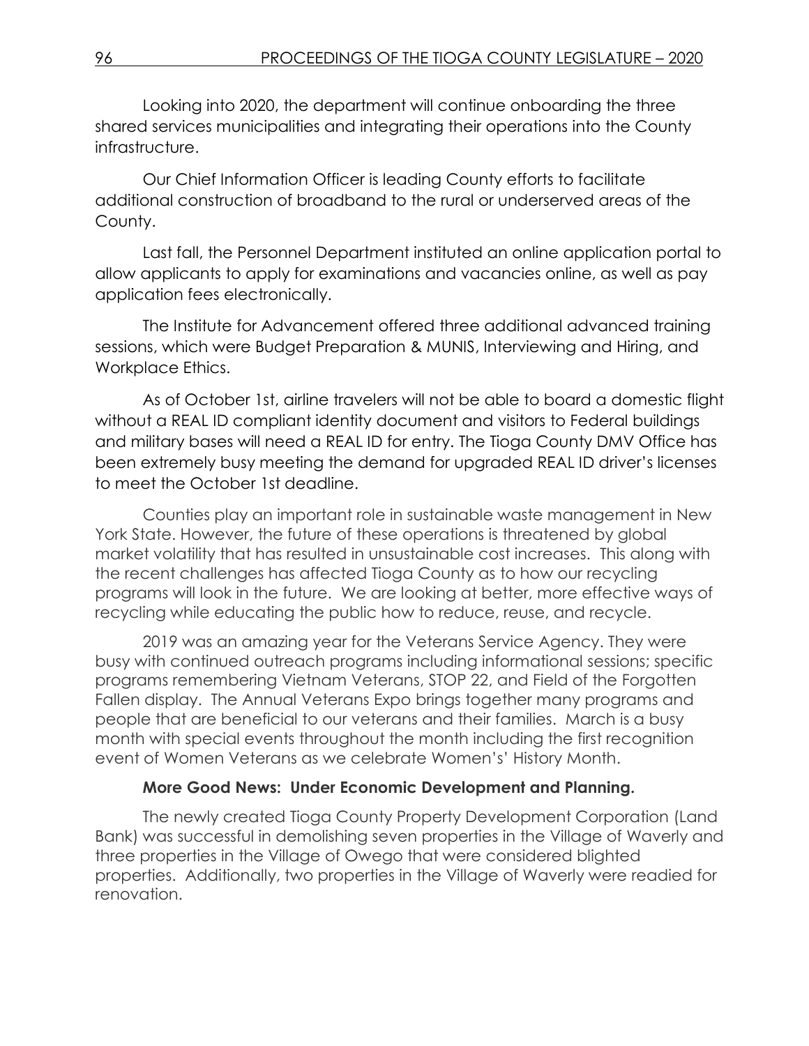Looking into 2020, the department will continue onboarding the three shared services municipalities and integrating their operations into the County infrastructure.

Our Chief Information Officer is leading County efforts to facilitate additional construction of broadband to the rural or underserved areas of the County.

Last fall, the Personnel Department instituted an online application portal to allow applicants to apply for examinations and vacancies online, as well as pay application fees electronically.

The Institute for Advancement offered three additional advanced training sessions, which were Budget Preparation & MUNIS, Interviewing and Hiring, and Workplace Ethics.

As of October 1st, airline travelers will not be able to board a domestic flight without a REAL ID compliant identity document and visitors to Federal buildings and military bases will need a REAL ID for entry. The Tioga County DMV Office has been extremely busy meeting the demand for upgraded REAL ID driver's licenses to meet the October 1st deadline.

Counties play an important role in sustainable waste management in New York State. However, the future of these operations is threatened by global market volatility that has resulted in unsustainable cost increases. This along with the recent challenges has affected Tioga County as to how our recycling programs will look in the future. We are looking at better, more effective ways of recycling while educating the public how to reduce, reuse, and recycle.

2019 was an amazing year for the Veterans Service Agency. They were busy with continued outreach programs including informational sessions; specific programs remembering Vietnam Veterans, STOP 22, and Field of the Forgotten Fallen display. The Annual Veterans Expo brings together many programs and people that are beneficial to our veterans and their families. March is a busy month with special events throughout the month including the first recognition event of Women Veterans as we celebrate Women's' History Month.

**More Good News: Under Economic Development and Planning.**

The newly created Tioga County Property Development Corporation (Land Bank) was successful in demolishing seven properties in the Village of Waverly and three properties in the Village of Owego that were considered blighted properties. Additionally, two properties in the Village of Waverly were readied for renovation.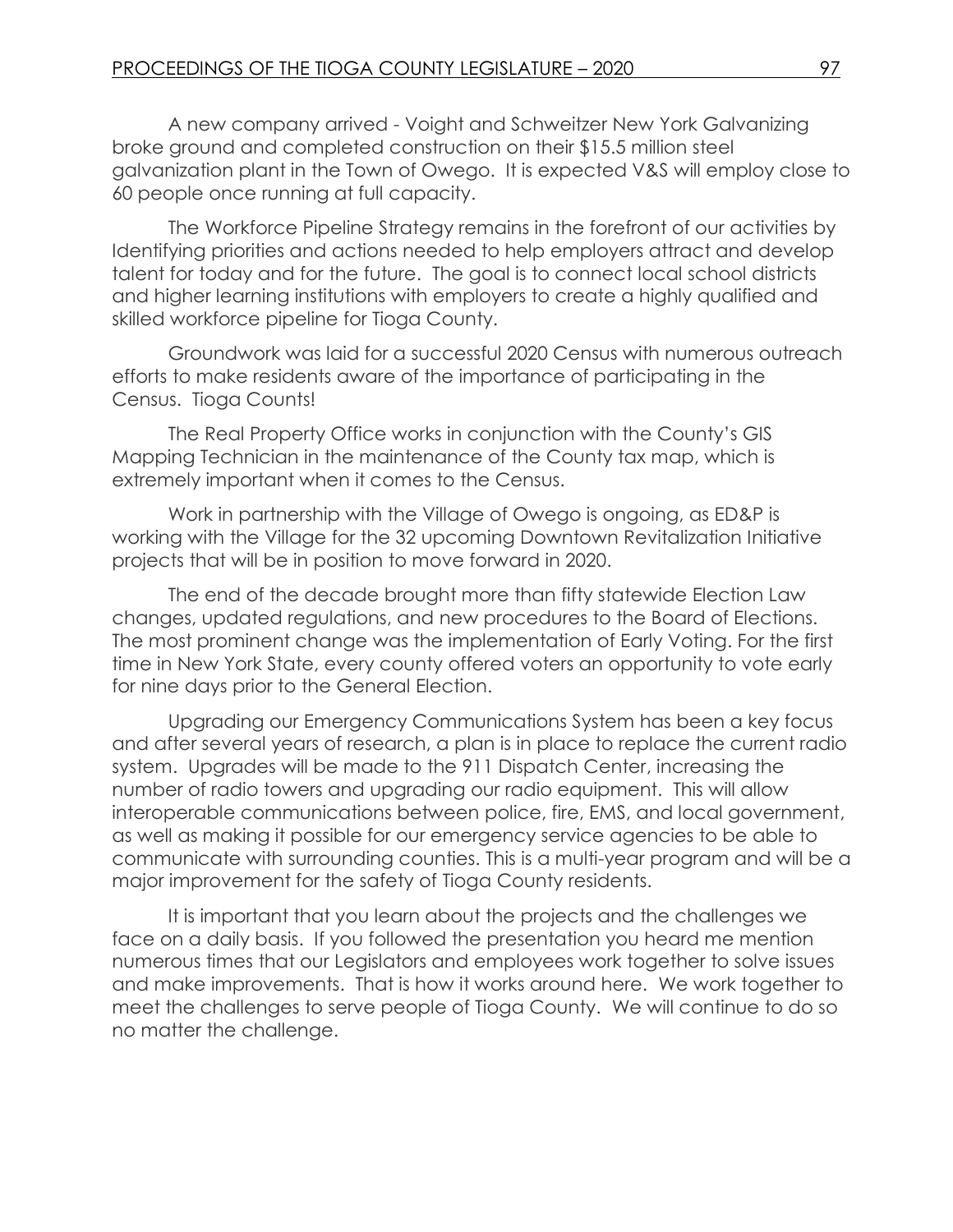A new company arrived - Voight and Schweitzer New York Galvanizing broke ground and completed construction on their $15.5 million steel galvanization plant in the Town of Owego. It is expected V&S will employ close to 60 people once running at full capacity.

The Workforce Pipeline Strategy remains in the forefront of our activities by Identifying priorities and actions needed to help employers attract and develop talent for today and for the future. The goal is to connect local school districts and higher learning institutions with employers to create a highly qualified and skilled workforce pipeline for Tioga County.

Groundwork was laid for a successful 2020 Census with numerous outreach efforts to make residents aware of the importance of participating in the Census. Tioga Counts!

The Real Property Office works in conjunction with the County's GIS Mapping Technician in the maintenance of the County tax map, which is extremely important when it comes to the Census.

Work in partnership with the Village of Owego is ongoing, as ED&P is working with the Village for the 32 upcoming Downtown Revitalization Initiative projects that will be in position to move forward in 2020.

The end of the decade brought more than fifty statewide Election Law changes, updated regulations, and new procedures to the Board of Elections. The most prominent change was the implementation of Early Voting. For the first time in New York State, every county offered voters an opportunity to vote early for nine days prior to the General Election.

Upgrading our Emergency Communications System has been a key focus and after several years of research, a plan is in place to replace the current radio system. Upgrades will be made to the 911 Dispatch Center, increasing the number of radio towers and upgrading our radio equipment. This will allow interoperable communications between police, fire, EMS, and local government, as well as making it possible for our emergency service agencies to be able to communicate with surrounding counties. This is a multi-year program and will be a major improvement for the safety of Tioga County residents.

It is important that you learn about the projects and the challenges we face on a daily basis. If you followed the presentation you heard me mention numerous times that our Legislators and employees work together to solve issues and make improvements. That is how it works around here. We work together to meet the challenges to serve people of Tioga County. We will continue to do so no matter the challenge.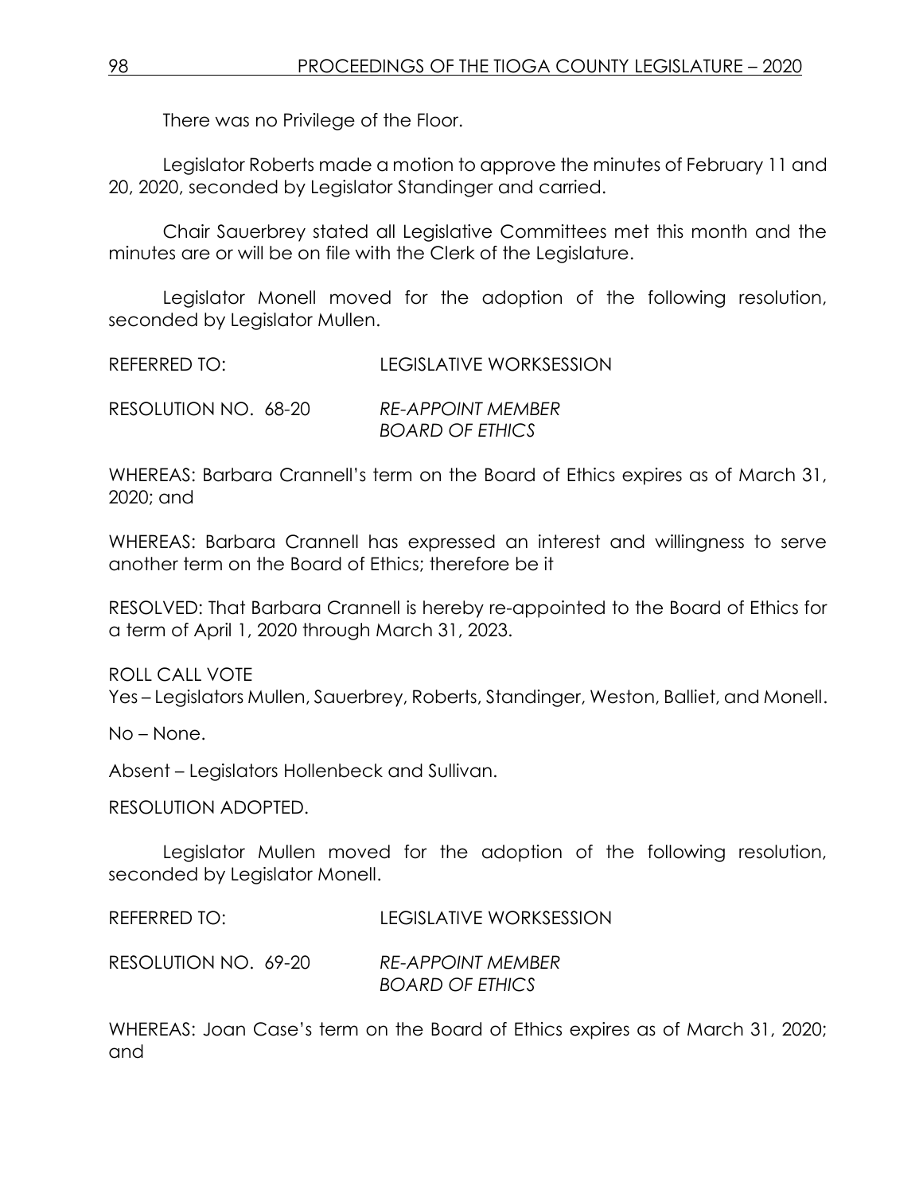There was no Privilege of the Floor.

Legislator Roberts made a motion to approve the minutes of February 11 and 20, 2020, seconded by Legislator Standinger and carried.

Chair Sauerbrey stated all Legislative Committees met this month and the minutes are or will be on file with the Clerk of the Legislature.

Legislator Monell moved for the adoption of the following resolution, seconded by Legislator Mullen.

REFERRED TO: LEGISLATIVE WORKSESSION

RESOLUTION NO. 68-20 *RE-APPOINT MEMBER BOARD OF ETHICS*

WHEREAS: Barbara Crannell's term on the Board of Ethics expires as of March 31, 2020; and

WHEREAS: Barbara Crannell has expressed an interest and willingness to serve another term on the Board of Ethics; therefore be it

RESOLVED: That Barbara Crannell is hereby re-appointed to the Board of Ethics for a term of April 1, 2020 through March 31, 2023.

ROLL CALL VOTE
Yes – Legislators Mullen, Sauerbrey, Roberts, Standinger, Weston, Balliet, and Monell.

No – None.

Absent – Legislators Hollenbeck and Sullivan.

RESOLUTION ADOPTED.

Legislator Mullen moved for the adoption of the following resolution, seconded by Legislator Monell.

REFERRED TO: LEGISLATIVE WORKSESSION

RESOLUTION NO. 69-20 *RE-APPOINT MEMBER BOARD OF ETHICS*

WHEREAS: Joan Case's term on the Board of Ethics expires as of March 31, 2020; and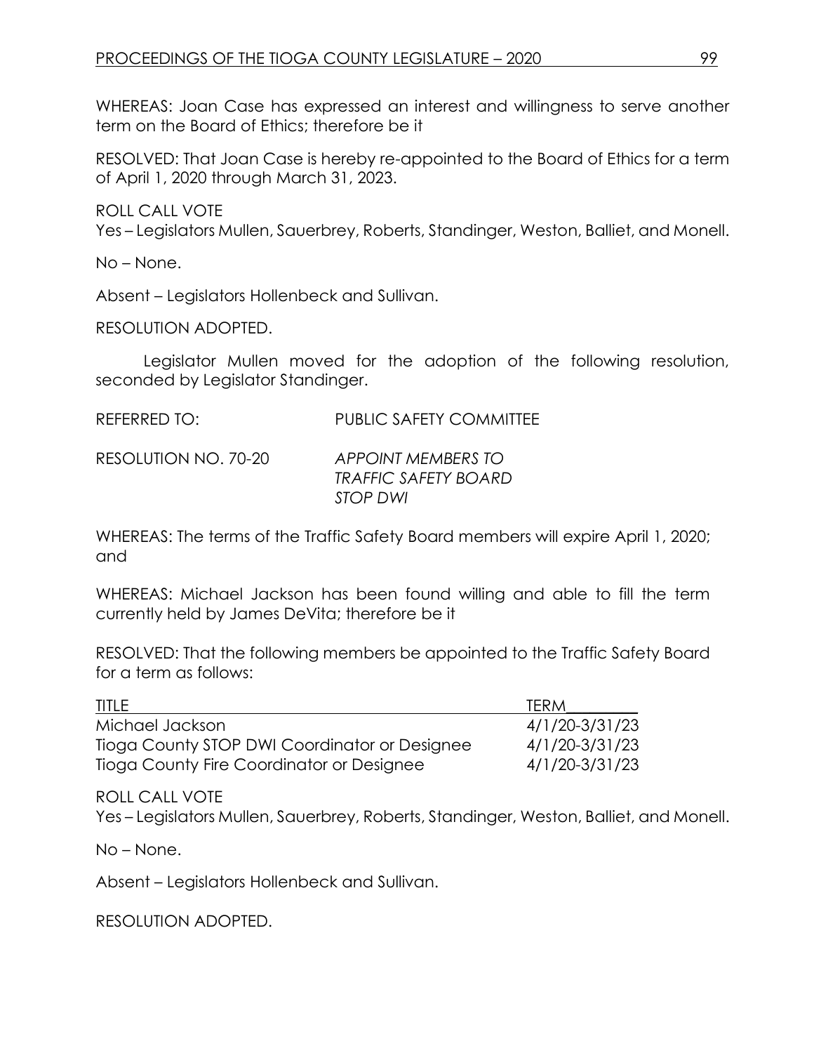WHEREAS: Joan Case has expressed an interest and willingness to serve another term on the Board of Ethics; therefore be it

RESOLVED: That Joan Case is hereby re-appointed to the Board of Ethics for a term of April 1, 2020 through March 31, 2023.

ROLL CALL VOTE
Yes – Legislators Mullen, Sauerbrey, Roberts, Standinger, Weston, Balliet, and Monell.

No – None.

Absent – Legislators Hollenbeck and Sullivan.

RESOLUTION ADOPTED.

Legislator Mullen moved for the adoption of the following resolution, seconded by Legislator Standinger.

REFERRED TO: PUBLIC SAFETY COMMITTEE

RESOLUTION NO. 70-20 *APPOINT MEMBERS TO TRAFFIC SAFETY BOARD STOP DWI*

WHEREAS: The terms of the Traffic Safety Board members will expire April 1, 2020; and

WHEREAS: Michael Jackson has been found willing and able to fill the term currently held by James DeVita; therefore be it

RESOLVED: That the following members be appointed to the Traffic Safety Board for a term as follows:

| TITLE | TERM |
|---|---|
| Michael Jackson | 4/1/20-3/31/23 |
| Tioga County STOP DWI Coordinator or Designee | 4/1/20-3/31/23 |
| Tioga County Fire Coordinator or Designee | 4/1/20-3/31/23 |

ROLL CALL VOTE
Yes – Legislators Mullen, Sauerbrey, Roberts, Standinger, Weston, Balliet, and Monell.

No – None.

Absent – Legislators Hollenbeck and Sullivan.

RESOLUTION ADOPTED.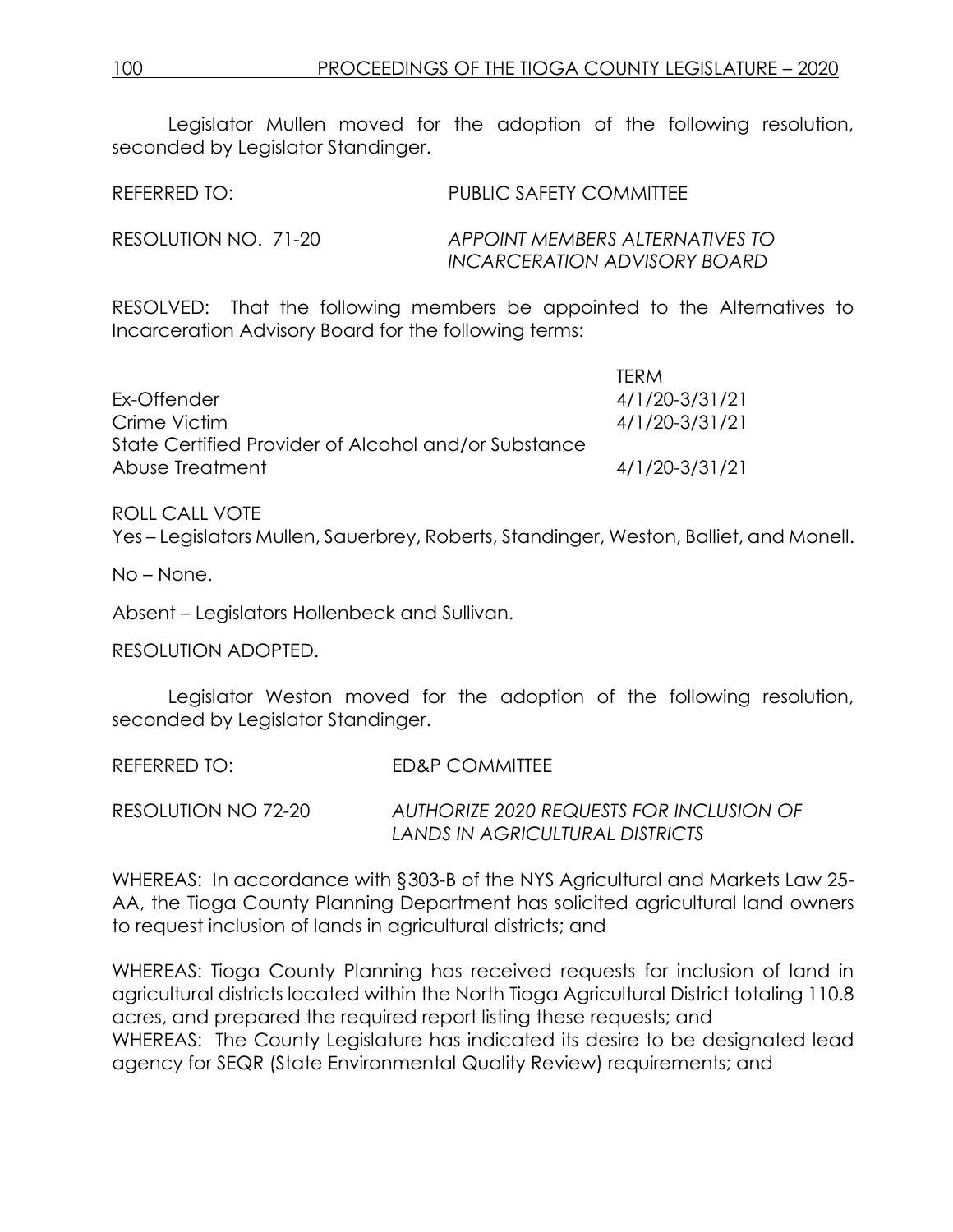Legislator Mullen moved for the adoption of the following resolution, seconded by Legislator Standinger.

REFERRED TO: PUBLIC SAFETY COMMITTEE

RESOLUTION NO. 71-20 *APPOINT MEMBERS ALTERNATIVES TO INCARCERATION ADVISORY BOARD*

RESOLVED: That the following members be appointed to the Alternatives to Incarceration Advisory Board for the following terms:

| | TERM |
|---|---|
| Ex-Offender | 4/1/20-3/31/21 |
| Crime Victim | 4/1/20-3/31/21 |
| State Certified Provider of Alcohol and/or Substance Abuse Treatment | 4/1/20-3/31/21 |

ROLL CALL VOTE
Yes – Legislators Mullen, Sauerbrey, Roberts, Standinger, Weston, Balliet, and Monell.

No – None.

Absent – Legislators Hollenbeck and Sullivan.

RESOLUTION ADOPTED.

Legislator Weston moved for the adoption of the following resolution, seconded by Legislator Standinger.

REFERRED TO: ED&P COMMITTEE

RESOLUTION NO 72-20 *AUTHORIZE 2020 REQUESTS FOR INCLUSION OF LANDS IN AGRICULTURAL DISTRICTS*

WHEREAS: In accordance with §303-B of the NYS Agricultural and Markets Law 25-AA, the Tioga County Planning Department has solicited agricultural land owners to request inclusion of lands in agricultural districts; and

WHEREAS: Tioga County Planning has received requests for inclusion of land in agricultural districts located within the North Tioga Agricultural District totaling 110.8 acres, and prepared the required report listing these requests; and
WHEREAS: The County Legislature has indicated its desire to be designated lead agency for SEQR (State Environmental Quality Review) requirements; and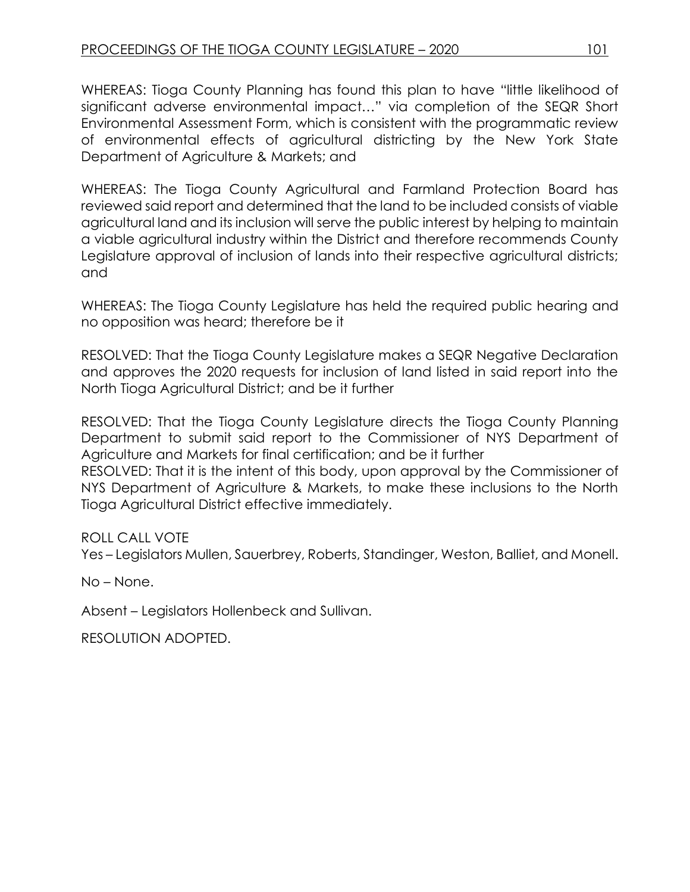WHEREAS: Tioga County Planning has found this plan to have "little likelihood of significant adverse environmental impact…" via completion of the SEQR Short Environmental Assessment Form, which is consistent with the programmatic review of environmental effects of agricultural districting by the New York State Department of Agriculture & Markets; and

WHEREAS: The Tioga County Agricultural and Farmland Protection Board has reviewed said report and determined that the land to be included consists of viable agricultural land and its inclusion will serve the public interest by helping to maintain a viable agricultural industry within the District and therefore recommends County Legislature approval of inclusion of lands into their respective agricultural districts; and

WHEREAS: The Tioga County Legislature has held the required public hearing and no opposition was heard; therefore be it

RESOLVED: That the Tioga County Legislature makes a SEQR Negative Declaration and approves the 2020 requests for inclusion of land listed in said report into the North Tioga Agricultural District; and be it further

RESOLVED: That the Tioga County Legislature directs the Tioga County Planning Department to submit said report to the Commissioner of NYS Department of Agriculture and Markets for final certification; and be it further

RESOLVED: That it is the intent of this body, upon approval by the Commissioner of NYS Department of Agriculture & Markets, to make these inclusions to the North Tioga Agricultural District effective immediately.

ROLL CALL VOTE

Yes – Legislators Mullen, Sauerbrey, Roberts, Standinger, Weston, Balliet, and Monell.

No – None.

Absent – Legislators Hollenbeck and Sullivan.

RESOLUTION ADOPTED.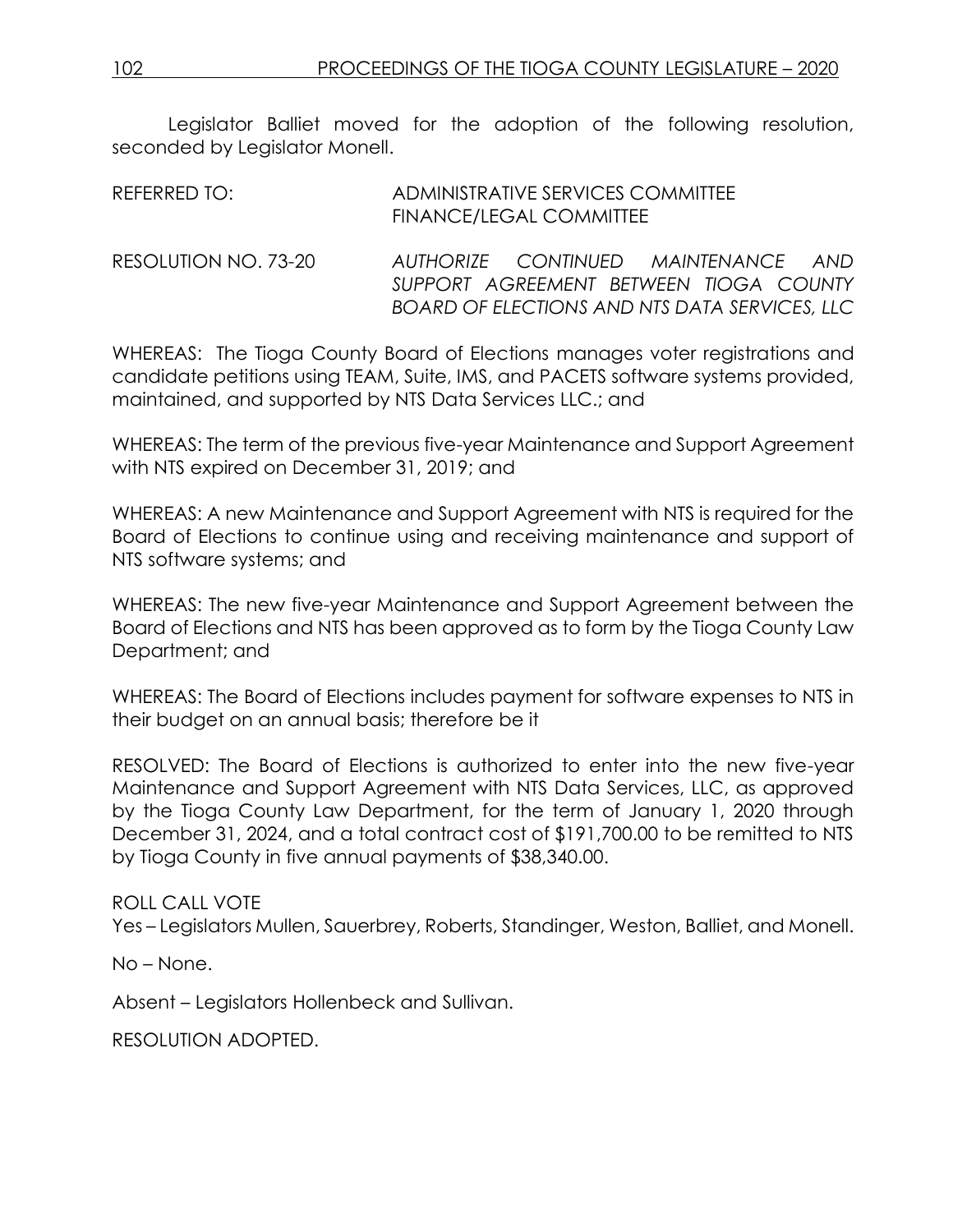Legislator Balliet moved for the adoption of the following resolution, seconded by Legislator Monell.

REFERRED TO: ADMINISTRATIVE SERVICES COMMITTEE
FINANCE/LEGAL COMMITTEE

RESOLUTION NO. 73-20 *AUTHORIZE CONTINUED MAINTENANCE AND SUPPORT AGREEMENT BETWEEN TIOGA COUNTY BOARD OF ELECTIONS AND NTS DATA SERVICES, LLC*

WHEREAS: The Tioga County Board of Elections manages voter registrations and candidate petitions using TEAM, Suite, IMS, and PACETS software systems provided, maintained, and supported by NTS Data Services LLC.; and

WHEREAS: The term of the previous five-year Maintenance and Support Agreement with NTS expired on December 31, 2019; and

WHEREAS: A new Maintenance and Support Agreement with NTS is required for the Board of Elections to continue using and receiving maintenance and support of NTS software systems; and

WHEREAS: The new five-year Maintenance and Support Agreement between the Board of Elections and NTS has been approved as to form by the Tioga County Law Department; and

WHEREAS: The Board of Elections includes payment for software expenses to NTS in their budget on an annual basis; therefore be it

RESOLVED: The Board of Elections is authorized to enter into the new five-year Maintenance and Support Agreement with NTS Data Services, LLC, as approved by the Tioga County Law Department, for the term of January 1, 2020 through December 31, 2024, and a total contract cost of $191,700.00 to be remitted to NTS by Tioga County in five annual payments of $38,340.00.

ROLL CALL VOTE
Yes – Legislators Mullen, Sauerbrey, Roberts, Standinger, Weston, Balliet, and Monell.

No – None.

Absent – Legislators Hollenbeck and Sullivan.

RESOLUTION ADOPTED.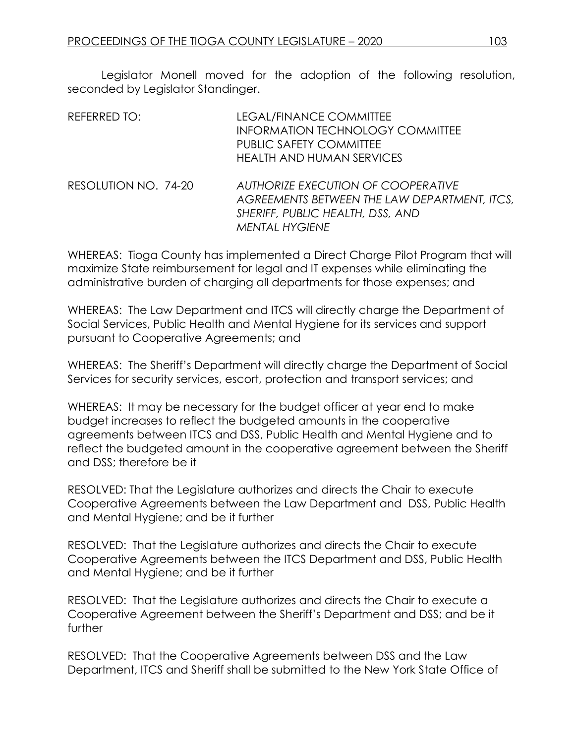Legislator Monell moved for the adoption of the following resolution, seconded by Legislator Standinger.

REFERRED TO: LEGAL/FINANCE COMMITTEE
INFORMATION TECHNOLOGY COMMITTEE
PUBLIC SAFETY COMMITTEE
HEALTH AND HUMAN SERVICES

RESOLUTION NO. 74-20 *AUTHORIZE EXECUTION OF COOPERATIVE AGREEMENTS BETWEEN THE LAW DEPARTMENT, ITCS, SHERIFF, PUBLIC HEALTH, DSS, AND MENTAL HYGIENE*

WHEREAS: Tioga County has implemented a Direct Charge Pilot Program that will maximize State reimbursement for legal and IT expenses while eliminating the administrative burden of charging all departments for those expenses; and

WHEREAS: The Law Department and ITCS will directly charge the Department of Social Services, Public Health and Mental Hygiene for its services and support pursuant to Cooperative Agreements; and

WHEREAS: The Sheriff's Department will directly charge the Department of Social Services for security services, escort, protection and transport services; and

WHEREAS: It may be necessary for the budget officer at year end to make budget increases to reflect the budgeted amounts in the cooperative agreements between ITCS and DSS, Public Health and Mental Hygiene and to reflect the budgeted amount in the cooperative agreement between the Sheriff and DSS; therefore be it

RESOLVED: That the Legislature authorizes and directs the Chair to execute Cooperative Agreements between the Law Department and DSS, Public Health and Mental Hygiene; and be it further

RESOLVED: That the Legislature authorizes and directs the Chair to execute Cooperative Agreements between the ITCS Department and DSS, Public Health and Mental Hygiene; and be it further

RESOLVED: That the Legislature authorizes and directs the Chair to execute a Cooperative Agreement between the Sheriff's Department and DSS; and be it further

RESOLVED: That the Cooperative Agreements between DSS and the Law Department, ITCS and Sheriff shall be submitted to the New York State Office of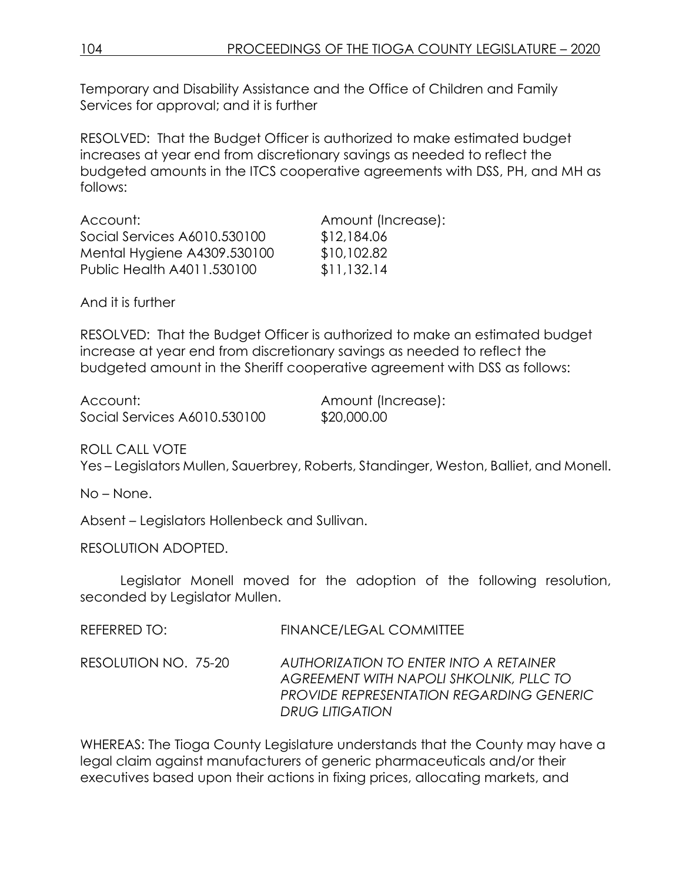Temporary and Disability Assistance and the Office of Children and Family Services for approval; and it is further

RESOLVED: That the Budget Officer is authorized to make estimated budget increases at year end from discretionary savings as needed to reflect the budgeted amounts in the ITCS cooperative agreements with DSS, PH, and MH as follows:

| Account: | Amount (Increase): |
|---|---|
| Social Services A6010.530100 | $12,184.06 |
| Mental Hygiene A4309.530100 | $10,102.82 |
| Public Health A4011.530100 | $11,132.14 |

And it is further

RESOLVED: That the Budget Officer is authorized to make an estimated budget increase at year end from discretionary savings as needed to reflect the budgeted amount in the Sheriff cooperative agreement with DSS as follows:

| Account: | Amount (Increase): |
|---|---|
| Social Services A6010.530100 | $20,000.00 |

ROLL CALL VOTE
Yes – Legislators Mullen, Sauerbrey, Roberts, Standinger, Weston, Balliet, and Monell.

No – None.

Absent – Legislators Hollenbeck and Sullivan.

RESOLUTION ADOPTED.

Legislator Monell moved for the adoption of the following resolution, seconded by Legislator Mullen.

REFERRED TO: FINANCE/LEGAL COMMITTEE

RESOLUTION NO. 75-20 *AUTHORIZATION TO ENTER INTO A RETAINER AGREEMENT WITH NAPOLI SHKOLNIK, PLLC TO PROVIDE REPRESENTATION REGARDING GENERIC DRUG LITIGATION*

WHEREAS: The Tioga County Legislature understands that the County may have a legal claim against manufacturers of generic pharmaceuticals and/or their executives based upon their actions in fixing prices, allocating markets, and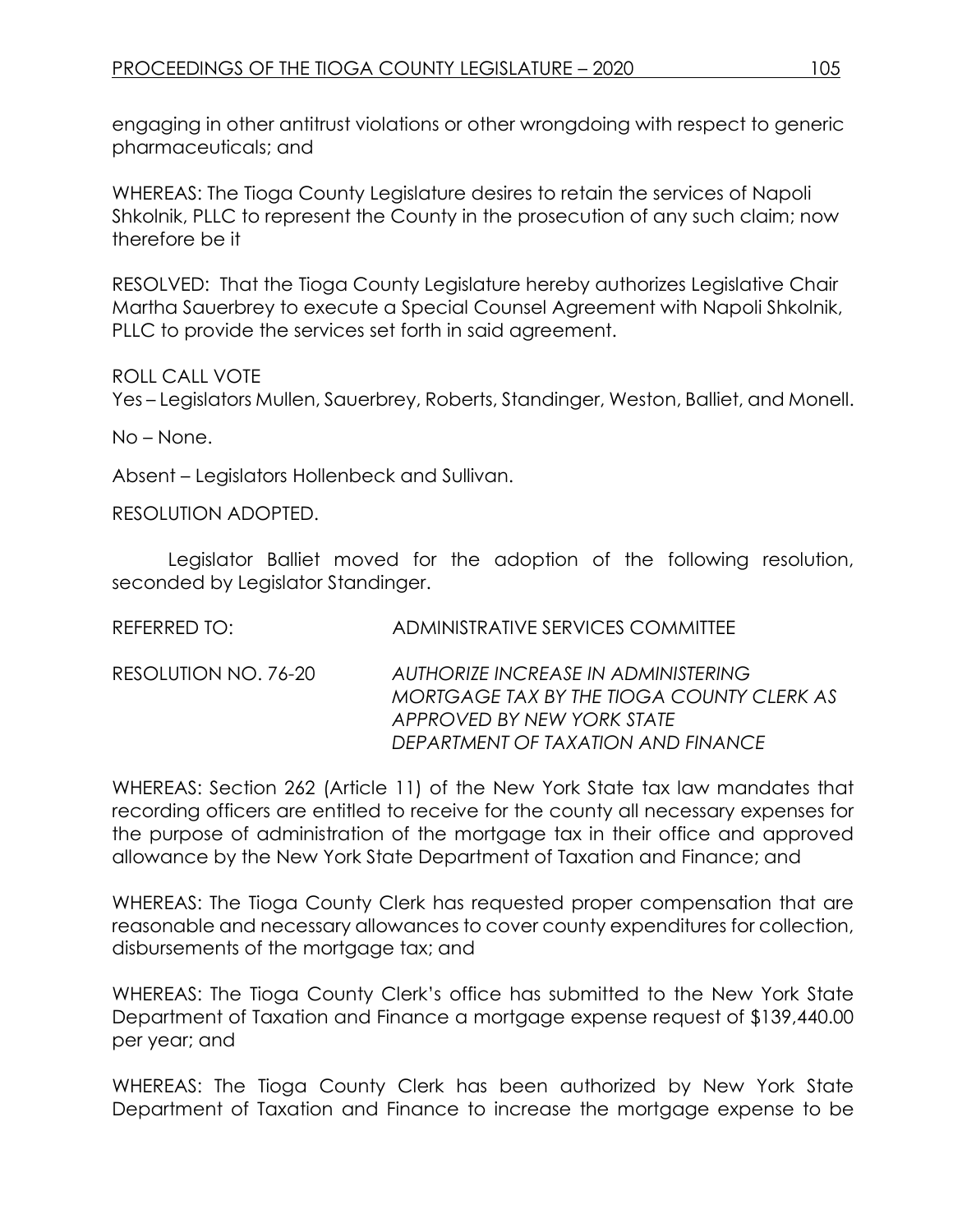engaging in other antitrust violations or other wrongdoing with respect to generic pharmaceuticals; and

WHEREAS: The Tioga County Legislature desires to retain the services of Napoli Shkolnik, PLLC to represent the County in the prosecution of any such claim; now therefore be it

RESOLVED: That the Tioga County Legislature hereby authorizes Legislative Chair Martha Sauerbrey to execute a Special Counsel Agreement with Napoli Shkolnik, PLLC to provide the services set forth in said agreement.

ROLL CALL VOTE
Yes – Legislators Mullen, Sauerbrey, Roberts, Standinger, Weston, Balliet, and Monell.

No – None.

Absent – Legislators Hollenbeck and Sullivan.

RESOLUTION ADOPTED.

Legislator Balliet moved for the adoption of the following resolution, seconded by Legislator Standinger.

REFERRED TO: ADMINISTRATIVE SERVICES COMMITTEE

RESOLUTION NO. 76-20 *AUTHORIZE INCREASE IN ADMINISTERING MORTGAGE TAX BY THE TIOGA COUNTY CLERK AS APPROVED BY NEW YORK STATE DEPARTMENT OF TAXATION AND FINANCE*

WHEREAS: Section 262 (Article 11) of the New York State tax law mandates that recording officers are entitled to receive for the county all necessary expenses for the purpose of administration of the mortgage tax in their office and approved allowance by the New York State Department of Taxation and Finance; and

WHEREAS: The Tioga County Clerk has requested proper compensation that are reasonable and necessary allowances to cover county expenditures for collection, disbursements of the mortgage tax; and

WHEREAS: The Tioga County Clerk's office has submitted to the New York State Department of Taxation and Finance a mortgage expense request of $139,440.00 per year; and

WHEREAS: The Tioga County Clerk has been authorized by New York State Department of Taxation and Finance to increase the mortgage expense to be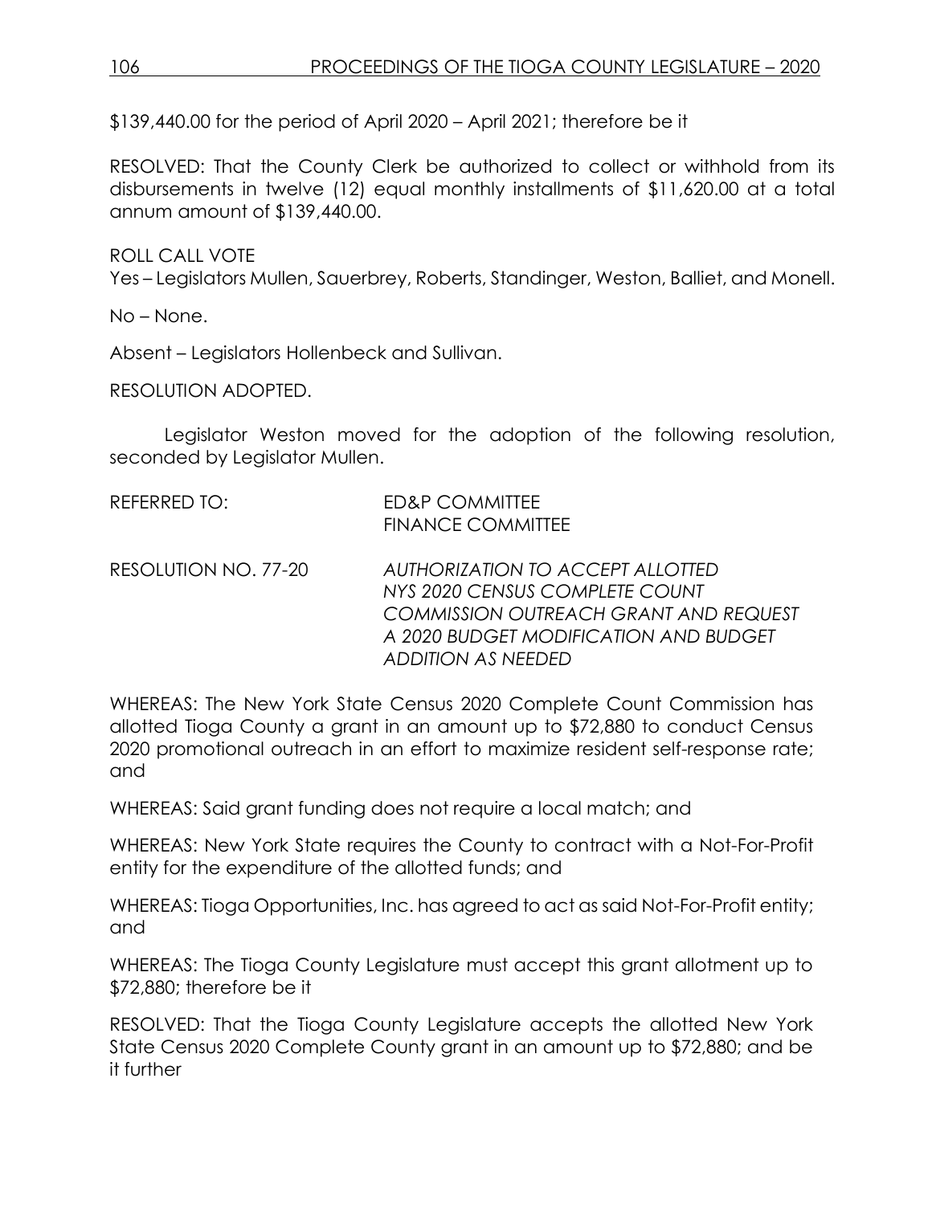$139,440.00 for the period of April 2020 – April 2021; therefore be it

RESOLVED: That the County Clerk be authorized to collect or withhold from its disbursements in twelve (12) equal monthly installments of $11,620.00 at a total annum amount of $139,440.00.

ROLL CALL VOTE
Yes – Legislators Mullen, Sauerbrey, Roberts, Standinger, Weston, Balliet, and Monell.

No – None.

Absent – Legislators Hollenbeck and Sullivan.

RESOLUTION ADOPTED.

Legislator Weston moved for the adoption of the following resolution, seconded by Legislator Mullen.

REFERRED TO: ED&P COMMITTEE
FINANCE COMMITTEE

RESOLUTION NO. 77-20 *AUTHORIZATION TO ACCEPT ALLOTTED NYS 2020 CENSUS COMPLETE COUNT COMMISSION OUTREACH GRANT AND REQUEST A 2020 BUDGET MODIFICATION AND BUDGET ADDITION AS NEEDED*

WHEREAS: The New York State Census 2020 Complete Count Commission has allotted Tioga County a grant in an amount up to $72,880 to conduct Census 2020 promotional outreach in an effort to maximize resident self-response rate; and

WHEREAS: Said grant funding does not require a local match; and

WHEREAS: New York State requires the County to contract with a Not-For-Profit entity for the expenditure of the allotted funds; and

WHEREAS: Tioga Opportunities, Inc. has agreed to act as said Not-For-Profit entity; and

WHEREAS: The Tioga County Legislature must accept this grant allotment up to $72,880; therefore be it

RESOLVED: That the Tioga County Legislature accepts the allotted New York State Census 2020 Complete County grant in an amount up to $72,880; and be it further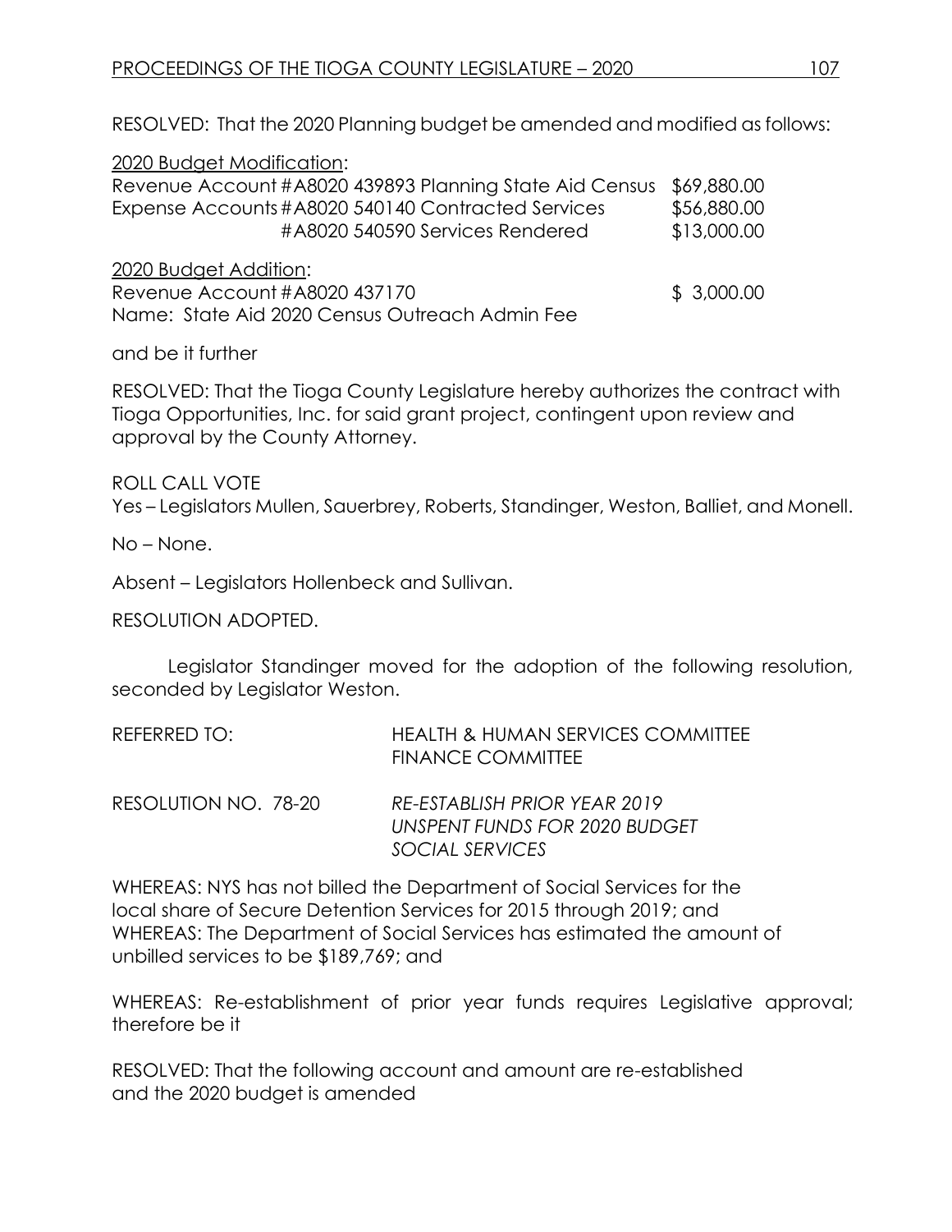RESOLVED: That the 2020 Planning budget be amended and modified as follows:

2020 Budget Modification:

| | | |
|---|---|---|
| Revenue Account | #A8020 439893 Planning State Aid Census | $69,880.00 |
| Expense Accounts | #A8020 540140 Contracted Services | $56,880.00 |
| | #A8020 540590 Services Rendered | $13,000.00 |

2020 Budget Addition:

Revenue Account #A8020 437170 $ 3,000.00
Name: State Aid 2020 Census Outreach Admin Fee

and be it further

RESOLVED: That the Tioga County Legislature hereby authorizes the contract with Tioga Opportunities, Inc. for said grant project, contingent upon review and approval by the County Attorney.

ROLL CALL VOTE
Yes – Legislators Mullen, Sauerbrey, Roberts, Standinger, Weston, Balliet, and Monell.

No – None.

Absent – Legislators Hollenbeck and Sullivan.

RESOLUTION ADOPTED.

Legislator Standinger moved for the adoption of the following resolution, seconded by Legislator Weston.

REFERRED TO: HEALTH & HUMAN SERVICES COMMITTEE
FINANCE COMMITTEE

RESOLUTION NO. 78-20 *RE-ESTABLISH PRIOR YEAR 2019 UNSPENT FUNDS FOR 2020 BUDGET SOCIAL SERVICES*

WHEREAS: NYS has not billed the Department of Social Services for the local share of Secure Detention Services for 2015 through 2019; and
WHEREAS: The Department of Social Services has estimated the amount of unbilled services to be $189,769; and

WHEREAS: Re-establishment of prior year funds requires Legislative approval; therefore be it

RESOLVED: That the following account and amount are re-established and the 2020 budget is amended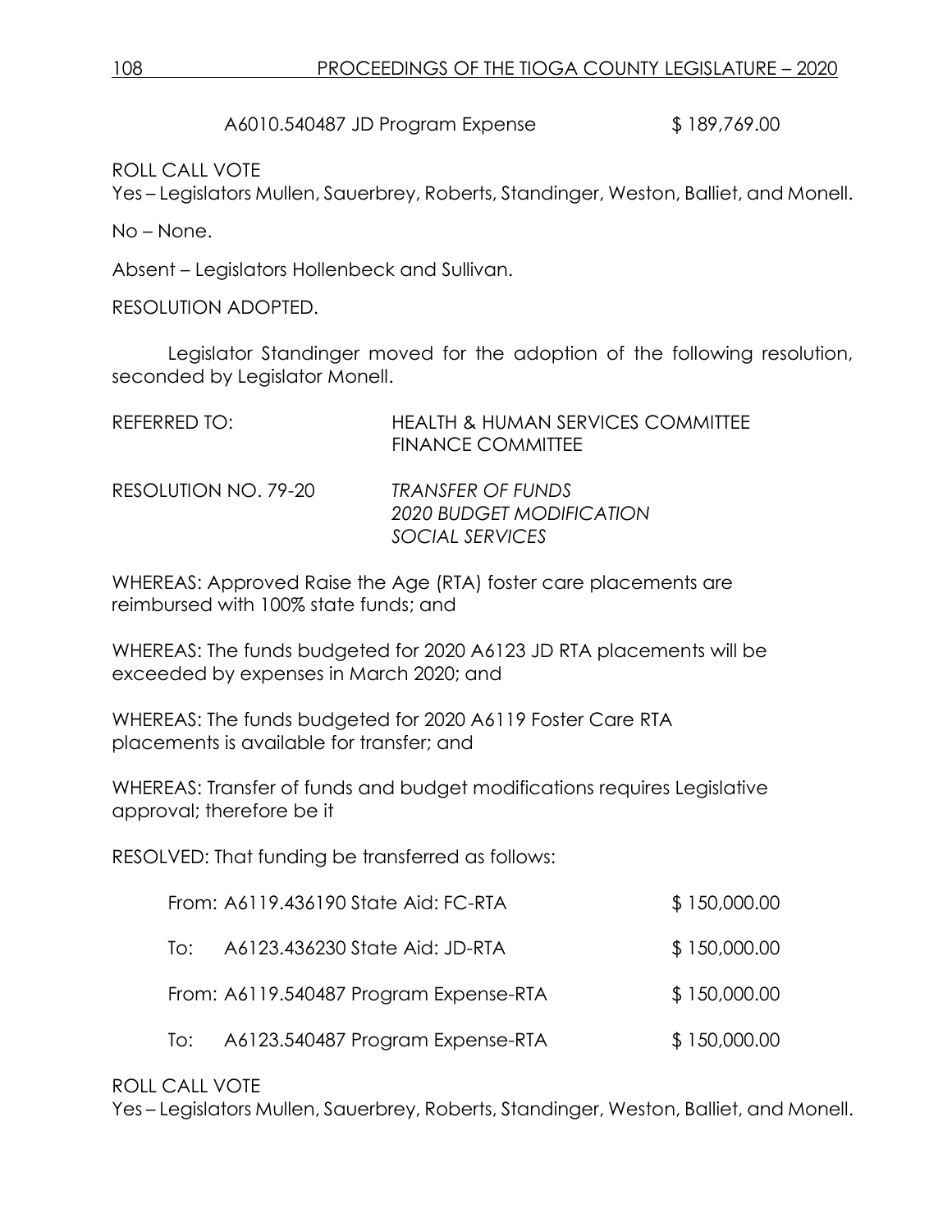A6010.540487 JD Program Expense $ 189,769.00

ROLL CALL VOTE
Yes – Legislators Mullen, Sauerbrey, Roberts, Standinger, Weston, Balliet, and Monell.

No – None.

Absent – Legislators Hollenbeck and Sullivan.

RESOLUTION ADOPTED.

Legislator Standinger moved for the adoption of the following resolution, seconded by Legislator Monell.

REFERRED TO: HEALTH & HUMAN SERVICES COMMITTEE
FINANCE COMMITTEE

RESOLUTION NO. 79-20 *TRANSFER OF FUNDS*
*2020 BUDGET MODIFICATION*
*SOCIAL SERVICES*

WHEREAS: Approved Raise the Age (RTA) foster care placements are reimbursed with 100% state funds; and

WHEREAS: The funds budgeted for 2020 A6123 JD RTA placements will be exceeded by expenses in March 2020; and

WHEREAS: The funds budgeted for 2020 A6119 Foster Care RTA placements is available for transfer; and

WHEREAS: Transfer of funds and budget modifications requires Legislative approval; therefore be it

RESOLVED: That funding be transferred as follows:

| | | |
|---|---|---|
| From: | A6119.436190 State Aid: FC-RTA | $ 150,000.00 |
| To: | A6123.436230 State Aid: JD-RTA | $ 150,000.00 |
| From: | A6119.540487 Program Expense-RTA | $ 150,000.00 |
| To: | A6123.540487 Program Expense-RTA | $ 150,000.00 |

ROLL CALL VOTE
Yes – Legislators Mullen, Sauerbrey, Roberts, Standinger, Weston, Balliet, and Monell.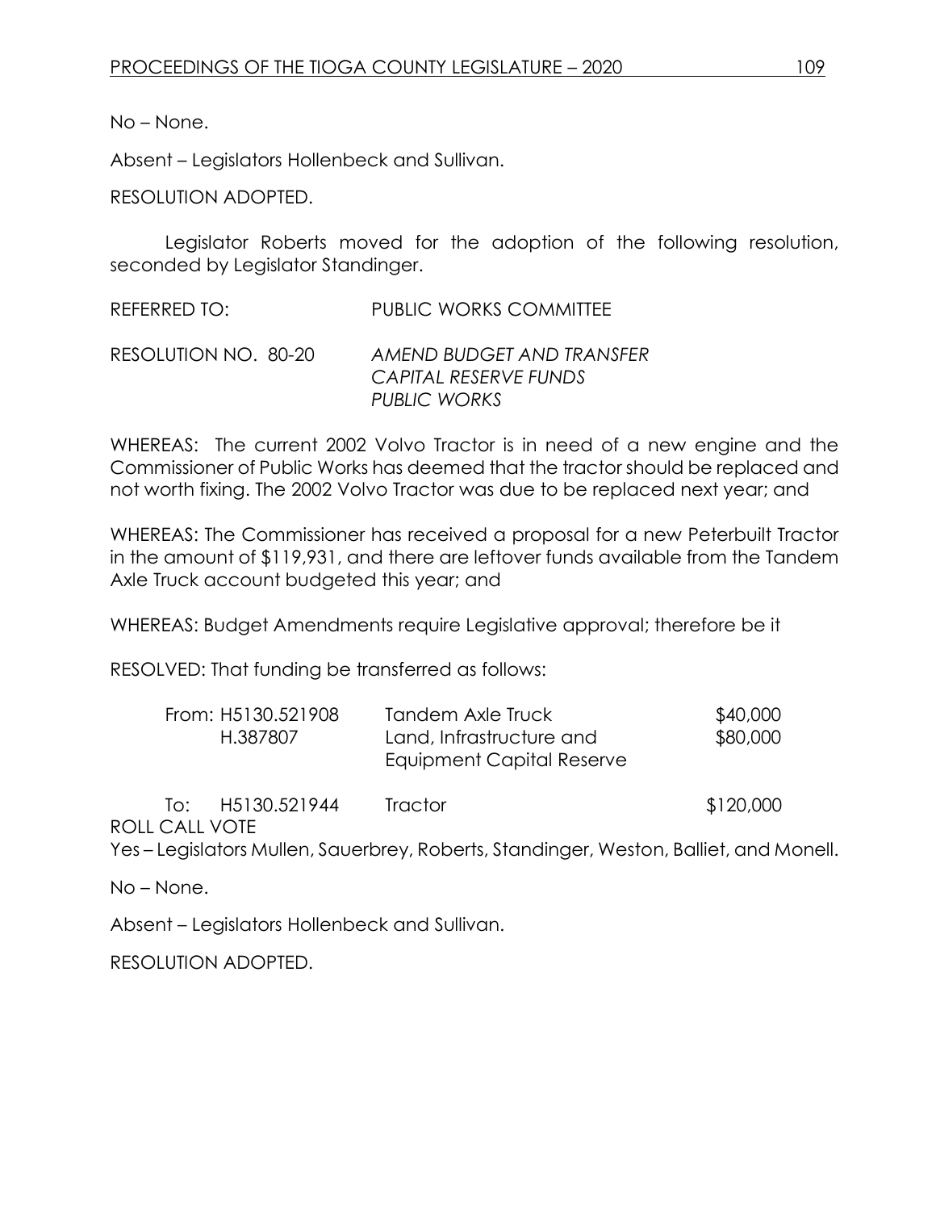No – None.

Absent – Legislators Hollenbeck and Sullivan.

RESOLUTION ADOPTED.

Legislator Roberts moved for the adoption of the following resolution, seconded by Legislator Standinger.

REFERRED TO: PUBLIC WORKS COMMITTEE

RESOLUTION NO. 80-20 *AMEND BUDGET AND TRANSFER CAPITAL RESERVE FUNDS PUBLIC WORKS*

WHEREAS: The current 2002 Volvo Tractor is in need of a new engine and the Commissioner of Public Works has deemed that the tractor should be replaced and not worth fixing. The 2002 Volvo Tractor was due to be replaced next year; and

WHEREAS: The Commissioner has received a proposal for a new Peterbuilt Tractor in the amount of $119,931, and there are leftover funds available from the Tandem Axle Truck account budgeted this year; and

WHEREAS: Budget Amendments require Legislative approval; therefore be it

RESOLVED: That funding be transferred as follows:

| | | | |
|---|---|---|---|
| From: | H5130.521908 | Tandem Axle Truck | $40,000 |
| | H.387807 | Land, Infrastructure and Equipment Capital Reserve | $80,000 |
| To: | H5130.521944 | Tractor | $120,000 |

ROLL CALL VOTE

Yes – Legislators Mullen, Sauerbrey, Roberts, Standinger, Weston, Balliet, and Monell.

No – None.

Absent – Legislators Hollenbeck and Sullivan.

RESOLUTION ADOPTED.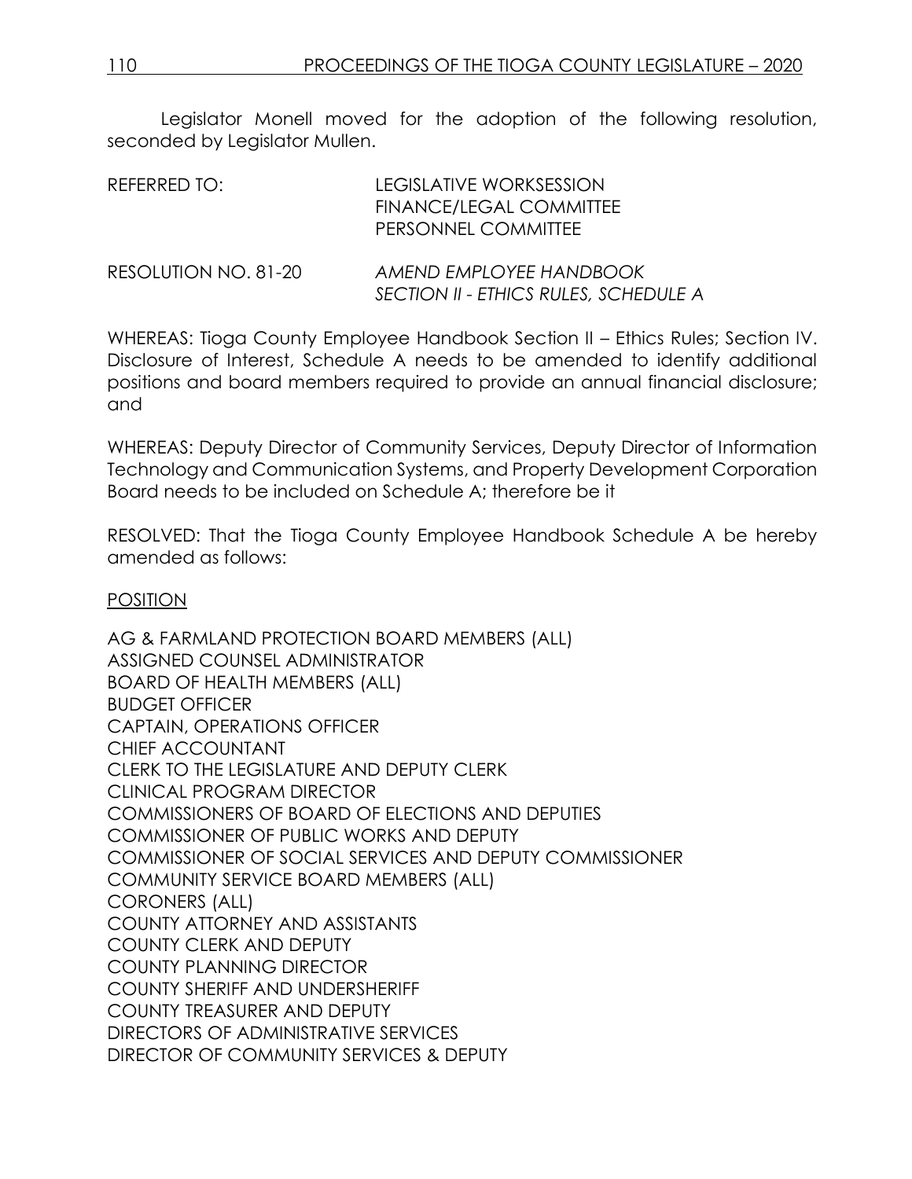Legislator Monell moved for the adoption of the following resolution, seconded by Legislator Mullen.

REFERRED TO: LEGISLATIVE WORKSESSION
FINANCE/LEGAL COMMITTEE
PERSONNEL COMMITTEE

RESOLUTION NO. 81-20 *AMEND EMPLOYEE HANDBOOK SECTION II - ETHICS RULES, SCHEDULE A*

WHEREAS: Tioga County Employee Handbook Section II – Ethics Rules; Section IV. Disclosure of Interest, Schedule A needs to be amended to identify additional positions and board members required to provide an annual financial disclosure; and

WHEREAS: Deputy Director of Community Services, Deputy Director of Information Technology and Communication Systems, and Property Development Corporation Board needs to be included on Schedule A; therefore be it

RESOLVED: That the Tioga County Employee Handbook Schedule A be hereby amended as follows:

<u>POSITION</u>

AG & FARMLAND PROTECTION BOARD MEMBERS (ALL)
ASSIGNED COUNSEL ADMINISTRATOR
BOARD OF HEALTH MEMBERS (ALL)
BUDGET OFFICER
CAPTAIN, OPERATIONS OFFICER
CHIEF ACCOUNTANT
CLERK TO THE LEGISLATURE AND DEPUTY CLERK
CLINICAL PROGRAM DIRECTOR
COMMISSIONERS OF BOARD OF ELECTIONS AND DEPUTIES
COMMISSIONER OF PUBLIC WORKS AND DEPUTY
COMMISSIONER OF SOCIAL SERVICES AND DEPUTY COMMISSIONER
COMMUNITY SERVICE BOARD MEMBERS (ALL)
CORONERS (ALL)
COUNTY ATTORNEY AND ASSISTANTS
COUNTY CLERK AND DEPUTY
COUNTY PLANNING DIRECTOR
COUNTY SHERIFF AND UNDERSHERIFF
COUNTY TREASURER AND DEPUTY
DIRECTORS OF ADMINISTRATIVE SERVICES
DIRECTOR OF COMMUNITY SERVICES & DEPUTY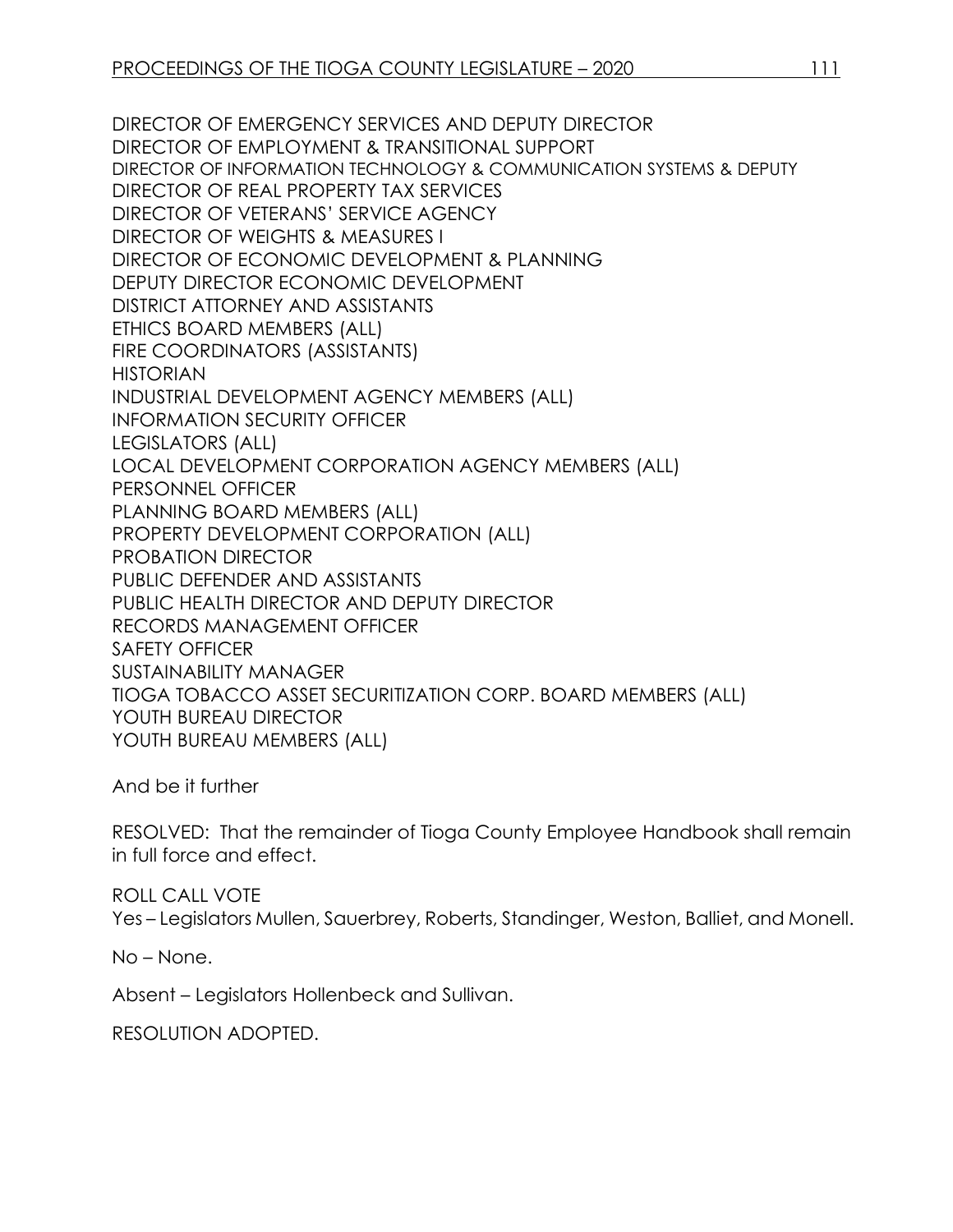DIRECTOR OF EMERGENCY SERVICES AND DEPUTY DIRECTOR
DIRECTOR OF EMPLOYMENT & TRANSITIONAL SUPPORT
DIRECTOR OF INFORMATION TECHNOLOGY & COMMUNICATION SYSTEMS & DEPUTY
DIRECTOR OF REAL PROPERTY TAX SERVICES
DIRECTOR OF VETERANS' SERVICE AGENCY
DIRECTOR OF WEIGHTS & MEASURES I
DIRECTOR OF ECONOMIC DEVELOPMENT & PLANNING
DEPUTY DIRECTOR ECONOMIC DEVELOPMENT
DISTRICT ATTORNEY AND ASSISTANTS
ETHICS BOARD MEMBERS (ALL)
FIRE COORDINATORS (ASSISTANTS)
HISTORIAN
INDUSTRIAL DEVELOPMENT AGENCY MEMBERS (ALL)
INFORMATION SECURITY OFFICER
LEGISLATORS (ALL)
LOCAL DEVELOPMENT CORPORATION AGENCY MEMBERS (ALL)
PERSONNEL OFFICER
PLANNING BOARD MEMBERS (ALL)
PROPERTY DEVELOPMENT CORPORATION (ALL)
PROBATION DIRECTOR
PUBLIC DEFENDER AND ASSISTANTS
PUBLIC HEALTH DIRECTOR AND DEPUTY DIRECTOR
RECORDS MANAGEMENT OFFICER
SAFETY OFFICER
SUSTAINABILITY MANAGER
TIOGA TOBACCO ASSET SECURITIZATION CORP. BOARD MEMBERS (ALL)
YOUTH BUREAU DIRECTOR
YOUTH BUREAU MEMBERS (ALL)

And be it further

RESOLVED: That the remainder of Tioga County Employee Handbook shall remain in full force and effect.

ROLL CALL VOTE
Yes – Legislators Mullen, Sauerbrey, Roberts, Standinger, Weston, Balliet, and Monell.

No – None.

Absent – Legislators Hollenbeck and Sullivan.

RESOLUTION ADOPTED.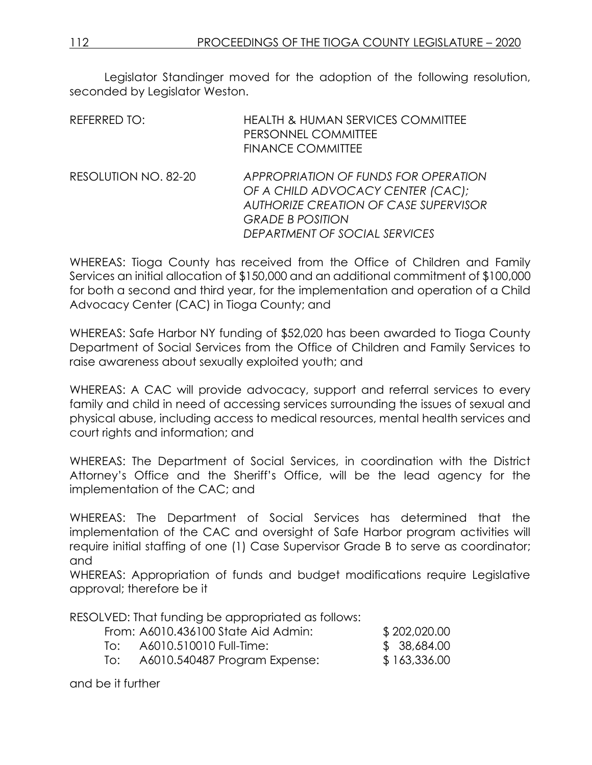Legislator Standinger moved for the adoption of the following resolution, seconded by Legislator Weston.

REFERRED TO: HEALTH & HUMAN SERVICES COMMITTEE
PERSONNEL COMMITTEE
FINANCE COMMITTEE

RESOLUTION NO. 82-20 *APPROPRIATION OF FUNDS FOR OPERATION OF A CHILD ADVOCACY CENTER (CAC); AUTHORIZE CREATION OF CASE SUPERVISOR GRADE B POSITION DEPARTMENT OF SOCIAL SERVICES*

WHEREAS: Tioga County has received from the Office of Children and Family Services an initial allocation of $150,000 and an additional commitment of $100,000 for both a second and third year, for the implementation and operation of a Child Advocacy Center (CAC) in Tioga County; and

WHEREAS: Safe Harbor NY funding of $52,020 has been awarded to Tioga County Department of Social Services from the Office of Children and Family Services to raise awareness about sexually exploited youth; and

WHEREAS: A CAC will provide advocacy, support and referral services to every family and child in need of accessing services surrounding the issues of sexual and physical abuse, including access to medical resources, mental health services and court rights and information; and

WHEREAS: The Department of Social Services, in coordination with the District Attorney's Office and the Sheriff's Office, will be the lead agency for the implementation of the CAC; and

WHEREAS: The Department of Social Services has determined that the implementation of the CAC and oversight of Safe Harbor program activities will require initial staffing of one (1) Case Supervisor Grade B to serve as coordinator; and

WHEREAS: Appropriation of funds and budget modifications require Legislative approval; therefore be it

RESOLVED: That funding be appropriated as follows:

| | | |
|---|---|---|
| From: | A6010.436100 State Aid Admin: | $ 202,020.00 |
| To: | A6010.510010 Full-Time: | $ 38,684.00 |
| To: | A6010.540487 Program Expense: | $ 163,336.00 |

and be it further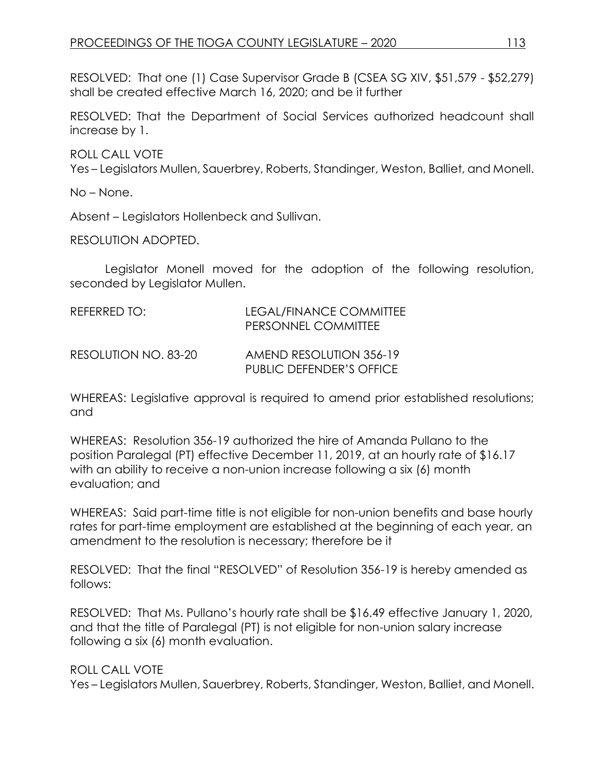RESOLVED: That one (1) Case Supervisor Grade B (CSEA SG XIV, $51,579 - $52,279) shall be created effective March 16, 2020; and be it further

RESOLVED: That the Department of Social Services authorized headcount shall increase by 1.

ROLL CALL VOTE
Yes – Legislators Mullen, Sauerbrey, Roberts, Standinger, Weston, Balliet, and Monell.

No – None.

Absent – Legislators Hollenbeck and Sullivan.

RESOLUTION ADOPTED.

Legislator Monell moved for the adoption of the following resolution, seconded by Legislator Mullen.

REFERRED TO: LEGAL/FINANCE COMMITTEE
PERSONNEL COMMITTEE

RESOLUTION NO. 83-20 AMEND RESOLUTION 356-19
PUBLIC DEFENDER'S OFFICE

WHEREAS: Legislative approval is required to amend prior established resolutions; and

WHEREAS: Resolution 356-19 authorized the hire of Amanda Pullano to the position Paralegal (PT) effective December 11, 2019, at an hourly rate of $16.17 with an ability to receive a non-union increase following a six (6) month evaluation; and

WHEREAS: Said part-time title is not eligible for non-union benefits and base hourly rates for part-time employment are established at the beginning of each year, an amendment to the resolution is necessary; therefore be it

RESOLVED: That the final "RESOLVED" of Resolution 356-19 is hereby amended as follows:

RESOLVED: That Ms. Pullano's hourly rate shall be $16.49 effective January 1, 2020, and that the title of Paralegal (PT) is not eligible for non-union salary increase following a six (6) month evaluation.

ROLL CALL VOTE
Yes – Legislators Mullen, Sauerbrey, Roberts, Standinger, Weston, Balliet, and Monell.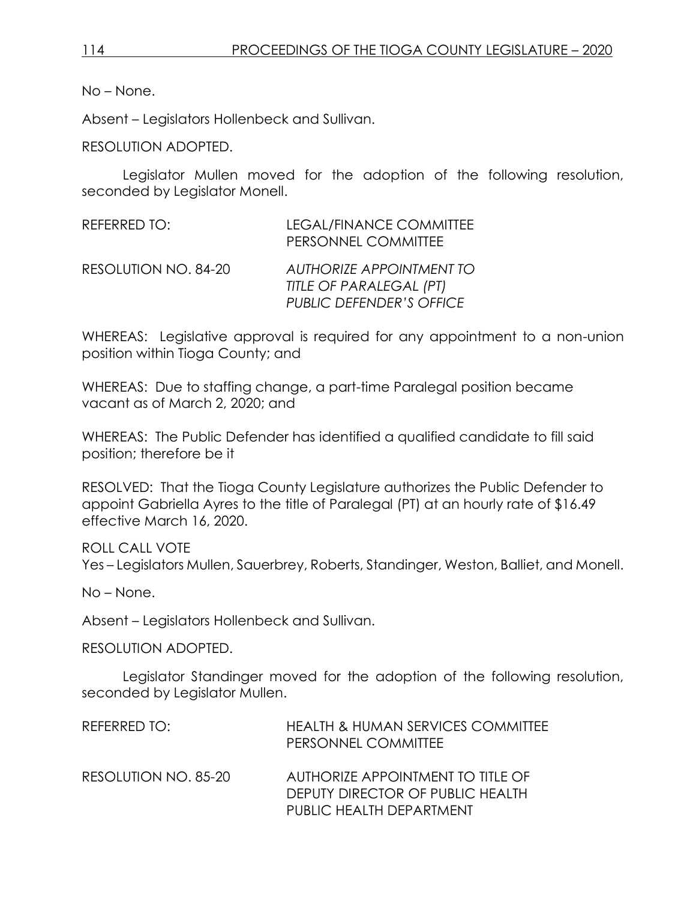No – None.

Absent – Legislators Hollenbeck and Sullivan.

RESOLUTION ADOPTED.

Legislator Mullen moved for the adoption of the following resolution, seconded by Legislator Monell.

REFERRED TO: LEGAL/FINANCE COMMITTEE
PERSONNEL COMMITTEE

RESOLUTION NO. 84-20 *AUTHORIZE APPOINTMENT TO TITLE OF PARALEGAL (PT) PUBLIC DEFENDER'S OFFICE*

WHEREAS: Legislative approval is required for any appointment to a non-union position within Tioga County; and

WHEREAS: Due to staffing change, a part-time Paralegal position became vacant as of March 2, 2020; and

WHEREAS: The Public Defender has identified a qualified candidate to fill said position; therefore be it

RESOLVED: That the Tioga County Legislature authorizes the Public Defender to appoint Gabriella Ayres to the title of Paralegal (PT) at an hourly rate of $16.49 effective March 16, 2020.

ROLL CALL VOTE
Yes – Legislators Mullen, Sauerbrey, Roberts, Standinger, Weston, Balliet, and Monell.

No – None.

Absent – Legislators Hollenbeck and Sullivan.

RESOLUTION ADOPTED.

Legislator Standinger moved for the adoption of the following resolution, seconded by Legislator Mullen.

REFERRED TO: HEALTH & HUMAN SERVICES COMMITTEE
PERSONNEL COMMITTEE

RESOLUTION NO. 85-20 AUTHORIZE APPOINTMENT TO TITLE OF DEPUTY DIRECTOR OF PUBLIC HEALTH PUBLIC HEALTH DEPARTMENT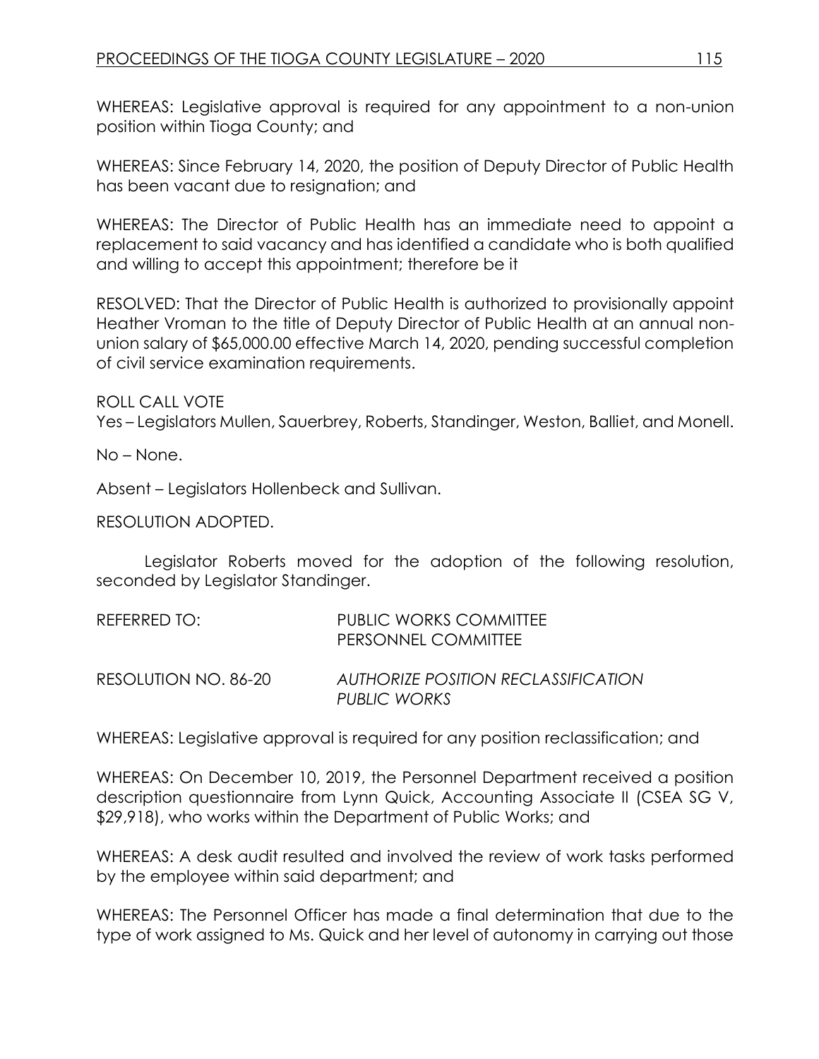WHEREAS: Legislative approval is required for any appointment to a non-union position within Tioga County; and

WHEREAS: Since February 14, 2020, the position of Deputy Director of Public Health has been vacant due to resignation; and

WHEREAS: The Director of Public Health has an immediate need to appoint a replacement to said vacancy and has identified a candidate who is both qualified and willing to accept this appointment; therefore be it

RESOLVED: That the Director of Public Health is authorized to provisionally appoint Heather Vroman to the title of Deputy Director of Public Health at an annual non-union salary of $65,000.00 effective March 14, 2020, pending successful completion of civil service examination requirements.

ROLL CALL VOTE
Yes – Legislators Mullen, Sauerbrey, Roberts, Standinger, Weston, Balliet, and Monell.

No – None.

Absent – Legislators Hollenbeck and Sullivan.

RESOLUTION ADOPTED.

Legislator Roberts moved for the adoption of the following resolution, seconded by Legislator Standinger.

REFERRED TO: PUBLIC WORKS COMMITTEE
PERSONNEL COMMITTEE

RESOLUTION NO. 86-20 *AUTHORIZE POSITION RECLASSIFICATION PUBLIC WORKS*

WHEREAS: Legislative approval is required for any position reclassification; and

WHEREAS: On December 10, 2019, the Personnel Department received a position description questionnaire from Lynn Quick, Accounting Associate II (CSEA SG V, $29,918), who works within the Department of Public Works; and

WHEREAS: A desk audit resulted and involved the review of work tasks performed by the employee within said department; and

WHEREAS: The Personnel Officer has made a final determination that due to the type of work assigned to Ms. Quick and her level of autonomy in carrying out those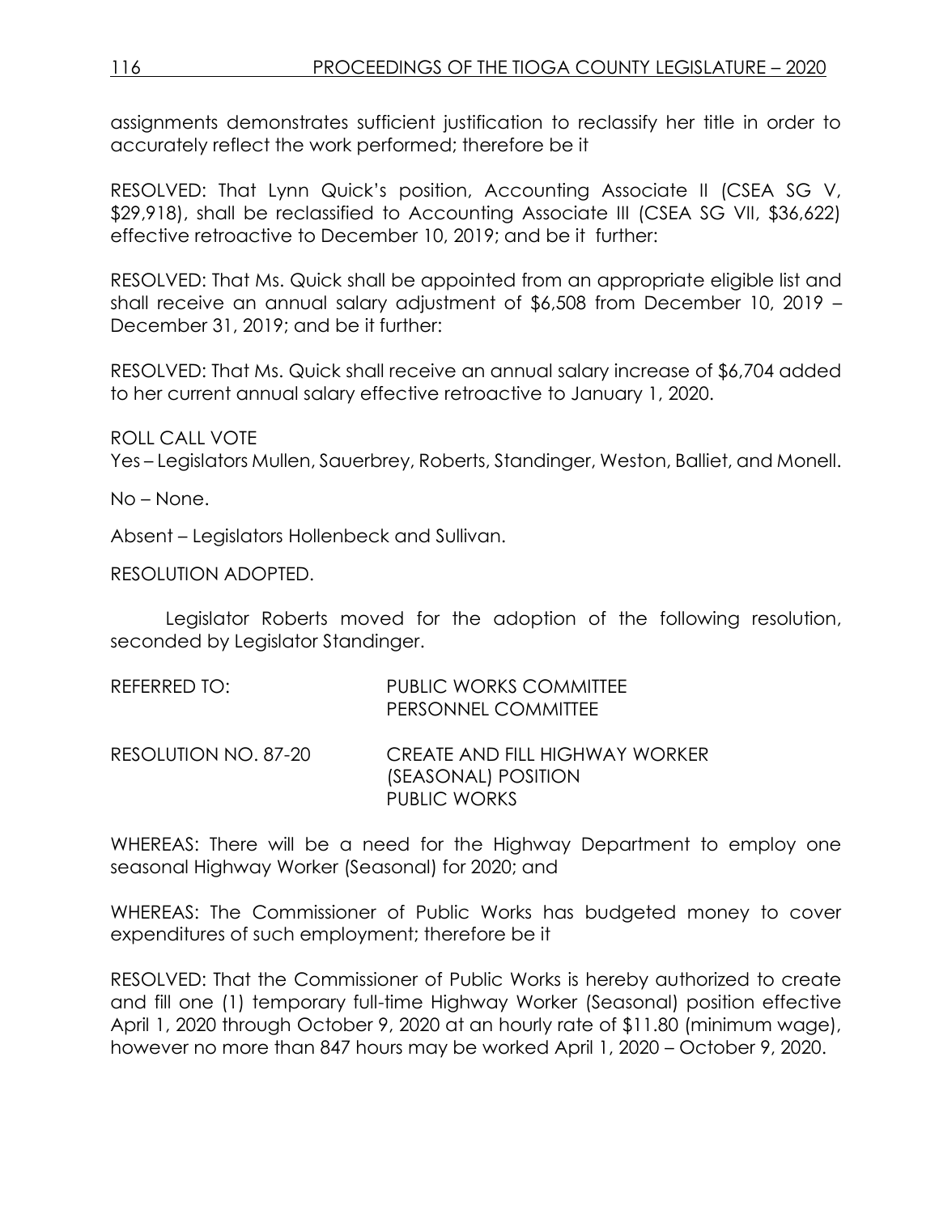assignments demonstrates sufficient justification to reclassify her title in order to accurately reflect the work performed; therefore be it

RESOLVED: That Lynn Quick's position, Accounting Associate II (CSEA SG V, $29,918), shall be reclassified to Accounting Associate III (CSEA SG VII, $36,622) effective retroactive to December 10, 2019; and be it further:

RESOLVED: That Ms. Quick shall be appointed from an appropriate eligible list and shall receive an annual salary adjustment of $6,508 from December 10, 2019 – December 31, 2019; and be it further:

RESOLVED: That Ms. Quick shall receive an annual salary increase of $6,704 added to her current annual salary effective retroactive to January 1, 2020.

ROLL CALL VOTE
Yes – Legislators Mullen, Sauerbrey, Roberts, Standinger, Weston, Balliet, and Monell.

No – None.

Absent – Legislators Hollenbeck and Sullivan.

RESOLUTION ADOPTED.

Legislator Roberts moved for the adoption of the following resolution, seconded by Legislator Standinger.

REFERRED TO: PUBLIC WORKS COMMITTEE
PERSONNEL COMMITTEE

RESOLUTION NO. 87-20 CREATE AND FILL HIGHWAY WORKER (SEASONAL) POSITION
PUBLIC WORKS

WHEREAS: There will be a need for the Highway Department to employ one seasonal Highway Worker (Seasonal) for 2020; and

WHEREAS: The Commissioner of Public Works has budgeted money to cover expenditures of such employment; therefore be it

RESOLVED: That the Commissioner of Public Works is hereby authorized to create and fill one (1) temporary full-time Highway Worker (Seasonal) position effective April 1, 2020 through October 9, 2020 at an hourly rate of $11.80 (minimum wage), however no more than 847 hours may be worked April 1, 2020 – October 9, 2020.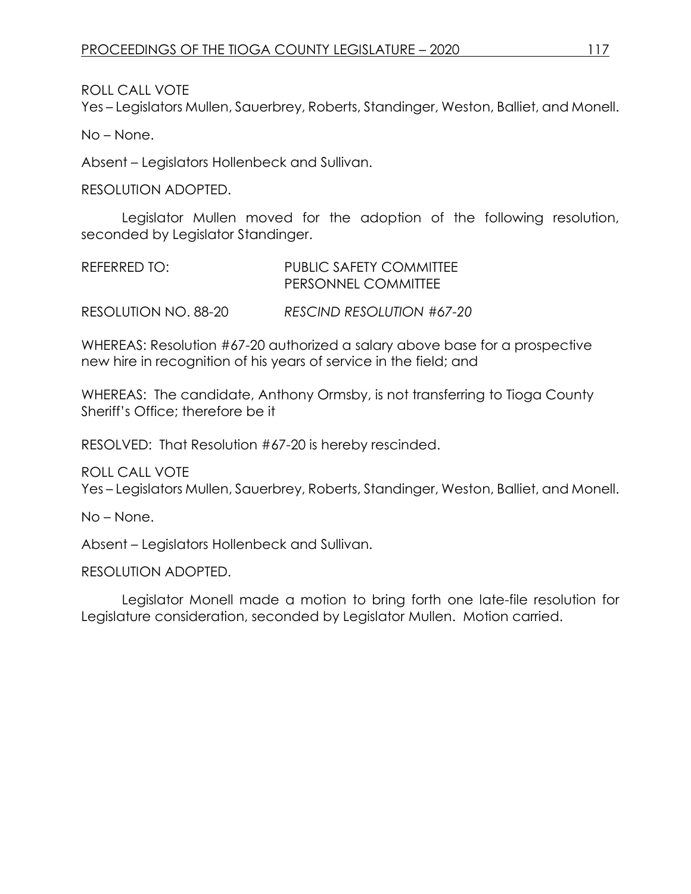ROLL CALL VOTE
Yes – Legislators Mullen, Sauerbrey, Roberts, Standinger, Weston, Balliet, and Monell.

No – None.

Absent – Legislators Hollenbeck and Sullivan.

RESOLUTION ADOPTED.

Legislator Mullen moved for the adoption of the following resolution, seconded by Legislator Standinger.

REFERRED TO: PUBLIC SAFETY COMMITTEE
PERSONNEL COMMITTEE

RESOLUTION NO. 88-20 *RESCIND RESOLUTION #67-20*

WHEREAS: Resolution #67-20 authorized a salary above base for a prospective new hire in recognition of his years of service in the field; and

WHEREAS: The candidate, Anthony Ormsby, is not transferring to Tioga County Sheriff's Office; therefore be it

RESOLVED: That Resolution #67-20 is hereby rescinded.

ROLL CALL VOTE
Yes – Legislators Mullen, Sauerbrey, Roberts, Standinger, Weston, Balliet, and Monell.

No – None.

Absent – Legislators Hollenbeck and Sullivan.

RESOLUTION ADOPTED.

Legislator Monell made a motion to bring forth one late-file resolution for Legislature consideration, seconded by Legislator Mullen. Motion carried.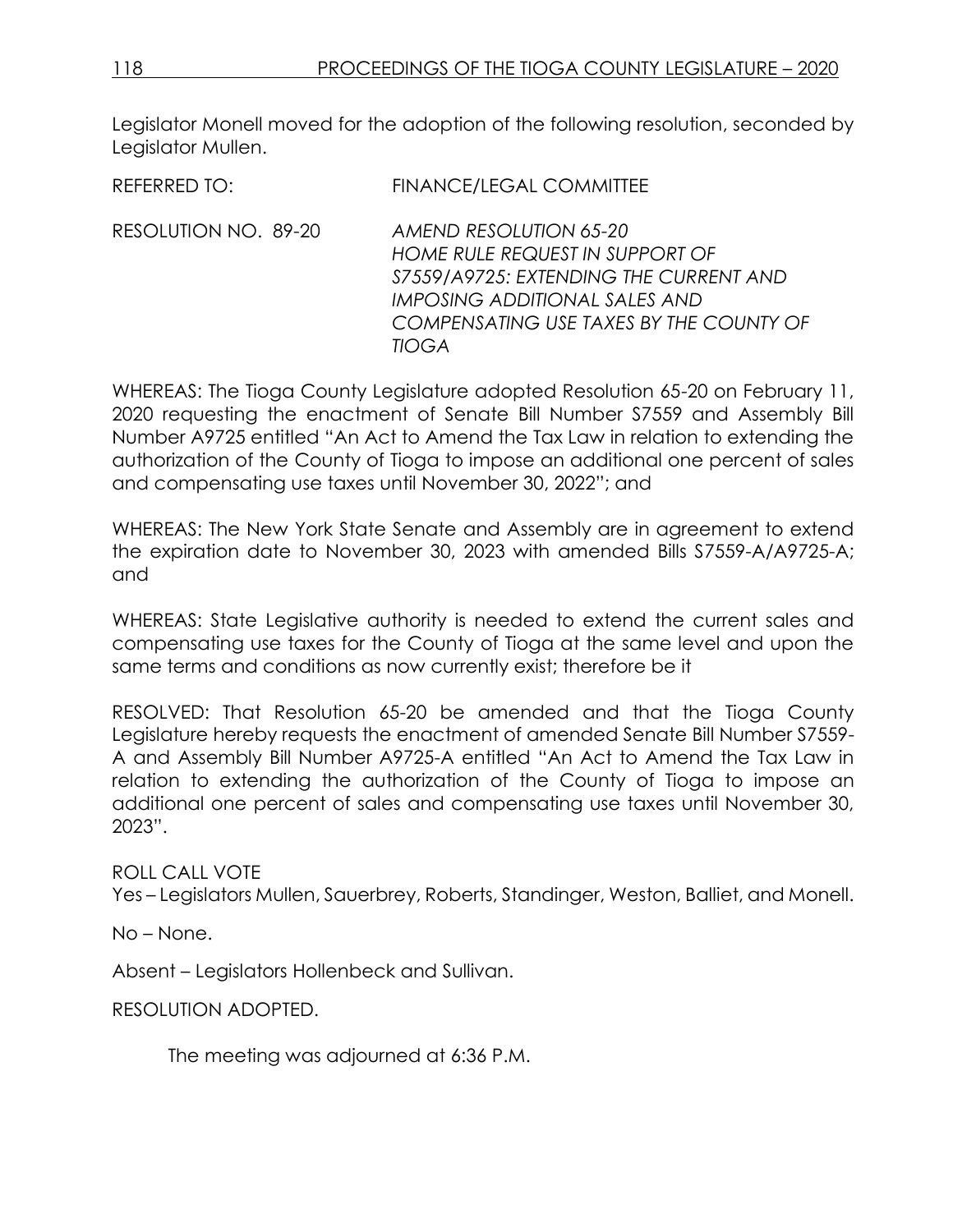Legislator Monell moved for the adoption of the following resolution, seconded by Legislator Mullen.

REFERRED TO: FINANCE/LEGAL COMMITTEE

RESOLUTION NO. 89-20 *AMEND RESOLUTION 65-20 HOME RULE REQUEST IN SUPPORT OF S7559/A9725: EXTENDING THE CURRENT AND IMPOSING ADDITIONAL SALES AND COMPENSATING USE TAXES BY THE COUNTY OF TIOGA*

WHEREAS: The Tioga County Legislature adopted Resolution 65-20 on February 11, 2020 requesting the enactment of Senate Bill Number S7559 and Assembly Bill Number A9725 entitled "An Act to Amend the Tax Law in relation to extending the authorization of the County of Tioga to impose an additional one percent of sales and compensating use taxes until November 30, 2022"; and

WHEREAS: The New York State Senate and Assembly are in agreement to extend the expiration date to November 30, 2023 with amended Bills S7559-A/A9725-A; and

WHEREAS: State Legislative authority is needed to extend the current sales and compensating use taxes for the County of Tioga at the same level and upon the same terms and conditions as now currently exist; therefore be it

RESOLVED: That Resolution 65-20 be amended and that the Tioga County Legislature hereby requests the enactment of amended Senate Bill Number S7559-A and Assembly Bill Number A9725-A entitled "An Act to Amend the Tax Law in relation to extending the authorization of the County of Tioga to impose an additional one percent of sales and compensating use taxes until November 30, 2023".

ROLL CALL VOTE
Yes – Legislators Mullen, Sauerbrey, Roberts, Standinger, Weston, Balliet, and Monell.

No – None.

Absent – Legislators Hollenbeck and Sullivan.

RESOLUTION ADOPTED.

The meeting was adjourned at 6:36 P.M.